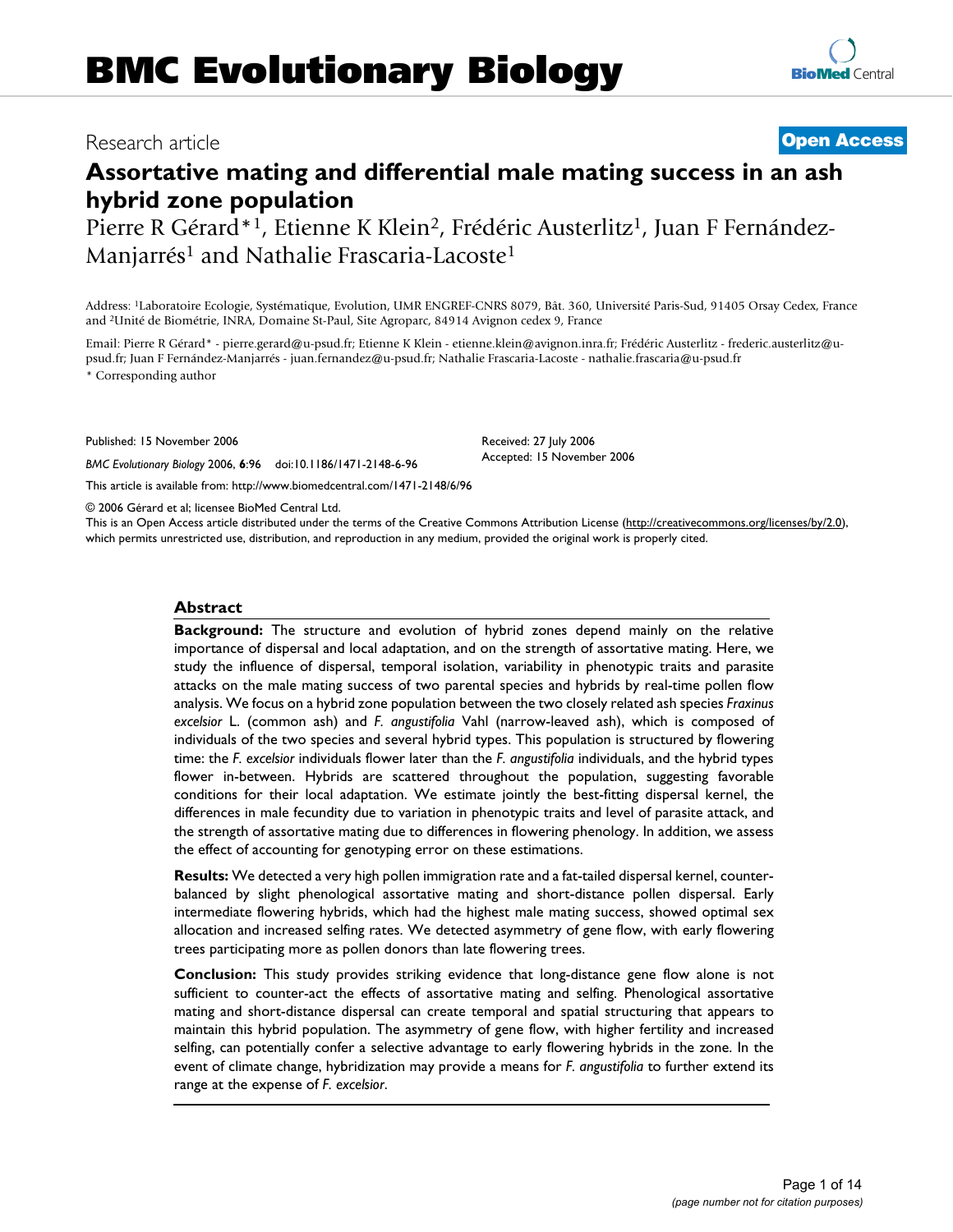# BMC Evolutionary Biology

Research article

**Open Access**

# Assortative mating and differential male mating success in an ash hybrid zone population

Pierre R Gérard*[1], Etienne K Klein[2], Frédéric Austerlitz[1], Juan F Fernández-Manjarrés[1] and Nathalie Frascaria-Lacoste[1]

Address: [1]Laboratoire Ecologie, Systématique, Evolution, UMR ENGREF-CNRS 8079, Bât. 360, Université Paris-Sud, 91405 Orsay Cedex, France and [2]Unité de Biométrie, INRA, Domaine St-Paul, Site Agroparc, 84914 Avignon cedex 9, France

Email: Pierre R Gérard* - pierre.gerard@u-psud.fr; Etienne K Klein - etienne.klein@avignon.inra.fr; Frédéric Austerlitz - frederic.austerlitz@u-psud.fr; Juan F Fernández-Manjarrés - juan.fernandez@u-psud.fr; Nathalie Frascaria-Lacoste - nathalie.frascaria@u-psud.fr

* Corresponding author

Published: 15 November 2006

*BMC Evolutionary Biology* 2006, **6**:96 doi:10.1186/1471-2148-6-96

Received: 27 July 2006
Accepted: 15 November 2006

This article is available from: http://www.biomedcentral.com/1471-2148/6/96

© 2006 Gérard et al; licensee BioMed Central Ltd.

This is an Open Access article distributed under the terms of the Creative Commons Attribution License (http://creativecommons.org/licenses/by/2.0), which permits unrestricted use, distribution, and reproduction in any medium, provided the original work is properly cited.

## Abstract

**Background:** The structure and evolution of hybrid zones depend mainly on the relative importance of dispersal and local adaptation, and on the strength of assortative mating. Here, we study the influence of dispersal, temporal isolation, variability in phenotypic traits and parasite attacks on the male mating success of two parental species and hybrids by real-time pollen flow analysis. We focus on a hybrid zone population between the two closely related ash species *Fraxinus excelsior* L. (common ash) and *F. angustifolia* Vahl (narrow-leaved ash), which is composed of individuals of the two species and several hybrid types. This population is structured by flowering time: the *F. excelsior* individuals flower later than the *F. angustifolia* individuals, and the hybrid types flower in-between. Hybrids are scattered throughout the population, suggesting favorable conditions for their local adaptation. We estimate jointly the best-fitting dispersal kernel, the differences in male fecundity due to variation in phenotypic traits and level of parasite attack, and the strength of assortative mating due to differences in flowering phenology. In addition, we assess the effect of accounting for genotyping error on these estimations.

**Results:** We detected a very high pollen immigration rate and a fat-tailed dispersal kernel, counter-balanced by slight phenological assortative mating and short-distance pollen dispersal. Early intermediate flowering hybrids, which had the highest male mating success, showed optimal sex allocation and increased selfing rates. We detected asymmetry of gene flow, with early flowering trees participating more as pollen donors than late flowering trees.

**Conclusion:** This study provides striking evidence that long-distance gene flow alone is not sufficient to counter-act the effects of assortative mating and selfing. Phenological assortative mating and short-distance dispersal can create temporal and spatial structuring that appears to maintain this hybrid population. The asymmetry of gene flow, with higher fertility and increased selfing, can potentially confer a selective advantage to early flowering hybrids in the zone. In the event of climate change, hybridization may provide a means for *F. angustifolia* to further extend its range at the expense of *F. excelsior*.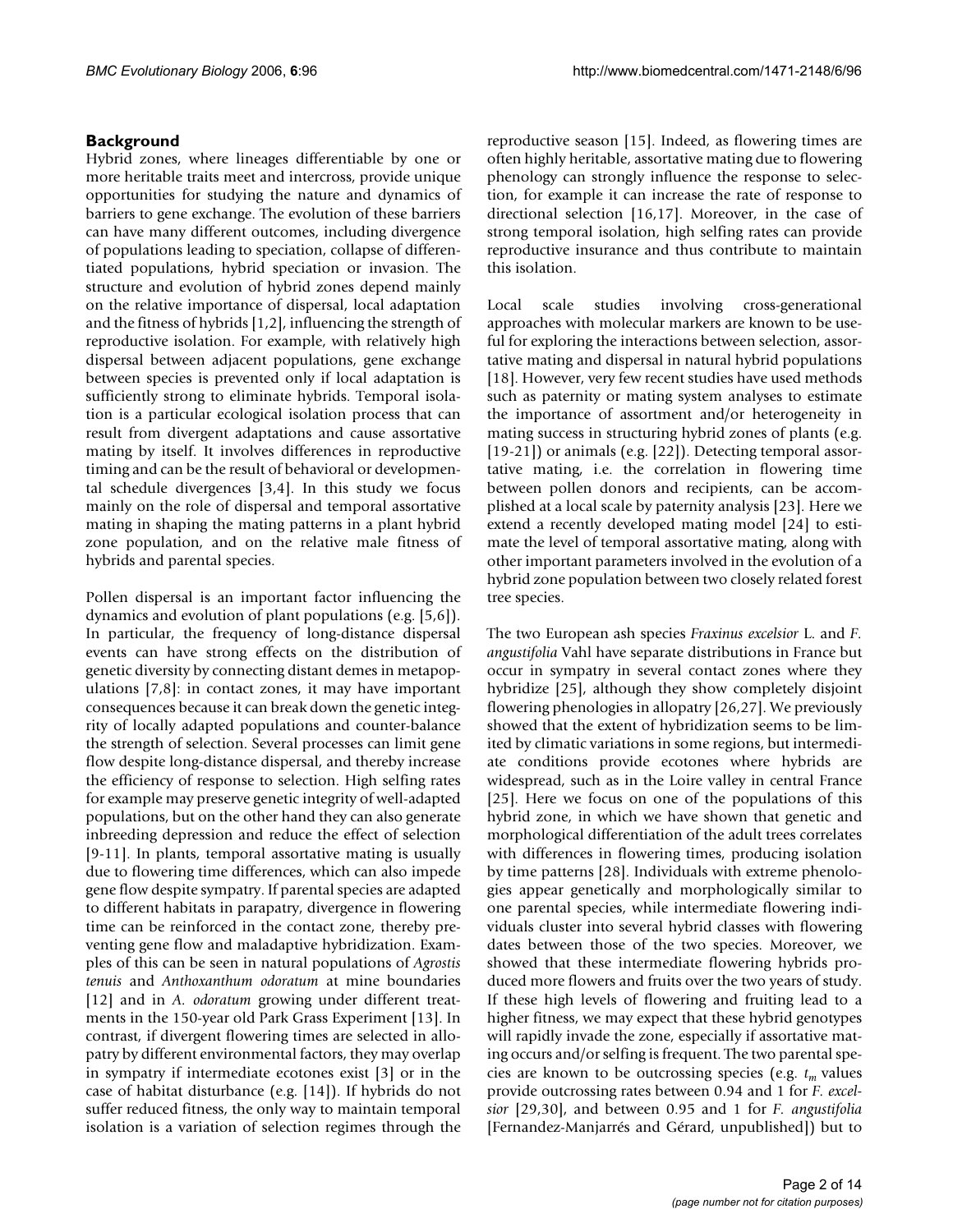## Background

Hybrid zones, where lineages differentiable by one or more heritable traits meet and intercross, provide unique opportunities for studying the nature and dynamics of barriers to gene exchange. The evolution of these barriers can have many different outcomes, including divergence of populations leading to speciation, collapse of differentiated populations, hybrid speciation or invasion. The structure and evolution of hybrid zones depend mainly on the relative importance of dispersal, local adaptation and the fitness of hybrids [1,2], influencing the strength of reproductive isolation. For example, with relatively high dispersal between adjacent populations, gene exchange between species is prevented only if local adaptation is sufficiently strong to eliminate hybrids. Temporal isolation is a particular ecological isolation process that can result from divergent adaptations and cause assortative mating by itself. It involves differences in reproductive timing and can be the result of behavioral or developmental schedule divergences [3,4]. In this study we focus mainly on the role of dispersal and temporal assortative mating in shaping the mating patterns in a plant hybrid zone population, and on the relative male fitness of hybrids and parental species.

Pollen dispersal is an important factor influencing the dynamics and evolution of plant populations (e.g. [5,6]). In particular, the frequency of long-distance dispersal events can have strong effects on the distribution of genetic diversity by connecting distant demes in metapopulations [7,8]: in contact zones, it may have important consequences because it can break down the genetic integrity of locally adapted populations and counter-balance the strength of selection. Several processes can limit gene flow despite long-distance dispersal, and thereby increase the efficiency of response to selection. High selfing rates for example may preserve genetic integrity of well-adapted populations, but on the other hand they can also generate inbreeding depression and reduce the effect of selection [9-11]. In plants, temporal assortative mating is usually due to flowering time differences, which can also impede gene flow despite sympatry. If parental species are adapted to different habitats in parapatry, divergence in flowering time can be reinforced in the contact zone, thereby preventing gene flow and maladaptive hybridization. Examples of this can be seen in natural populations of *Agrostis tenuis* and *Anthoxanthum odoratum* at mine boundaries [12] and in *A. odoratum* growing under different treatments in the 150-year old Park Grass Experiment [13]. In contrast, if divergent flowering times are selected in allopatry by different environmental factors, they may overlap in sympatry if intermediate ecotones exist [3] or in the case of habitat disturbance (e.g. [14]). If hybrids do not suffer reduced fitness, the only way to maintain temporal isolation is a variation of selection regimes through the reproductive season [15]. Indeed, as flowering times are often highly heritable, assortative mating due to flowering phenology can strongly influence the response to selection, for example it can increase the rate of response to directional selection [16,17]. Moreover, in the case of strong temporal isolation, high selfing rates can provide reproductive insurance and thus contribute to maintain this isolation.

Local scale studies involving cross-generational approaches with molecular markers are known to be useful for exploring the interactions between selection, assortative mating and dispersal in natural hybrid populations [18]. However, very few recent studies have used methods such as paternity or mating system analyses to estimate the importance of assortment and/or heterogeneity in mating success in structuring hybrid zones of plants (e.g. [19-21]) or animals (e.g. [22]). Detecting temporal assortative mating, i.e. the correlation in flowering time between pollen donors and recipients, can be accomplished at a local scale by paternity analysis [23]. Here we extend a recently developed mating model [24] to estimate the level of temporal assortative mating, along with other important parameters involved in the evolution of a hybrid zone population between two closely related forest tree species.

The two European ash species *Fraxinus excelsior* L. and *F. angustifolia* Vahl have separate distributions in France but occur in sympatry in several contact zones where they hybridize [25], although they show completely disjoint flowering phenologies in allopatry [26,27]. We previously showed that the extent of hybridization seems to be limited by climatic variations in some regions, but intermediate conditions provide ecotones where hybrids are widespread, such as in the Loire valley in central France [25]. Here we focus on one of the populations of this hybrid zone, in which we have shown that genetic and morphological differentiation of the adult trees correlates with differences in flowering times, producing isolation by time patterns [28]. Individuals with extreme phenologies appear genetically and morphologically similar to one parental species, while intermediate flowering individuals cluster into several hybrid classes with flowering dates between those of the two species. Moreover, we showed that these intermediate flowering hybrids produced more flowers and fruits over the two years of study. If these high levels of flowering and fruiting lead to a higher fitness, we may expect that these hybrid genotypes will rapidly invade the zone, especially if assortative mating occurs and/or selfing is frequent. The two parental species are known to be outcrossing species (e.g. $t_m$ values provide outcrossing rates between 0.94 and 1 for *F. excelsior* [29,30], and between 0.95 and 1 for *F. angustifolia* [Fernandez-Manjarrés and Gérard, unpublished]) but to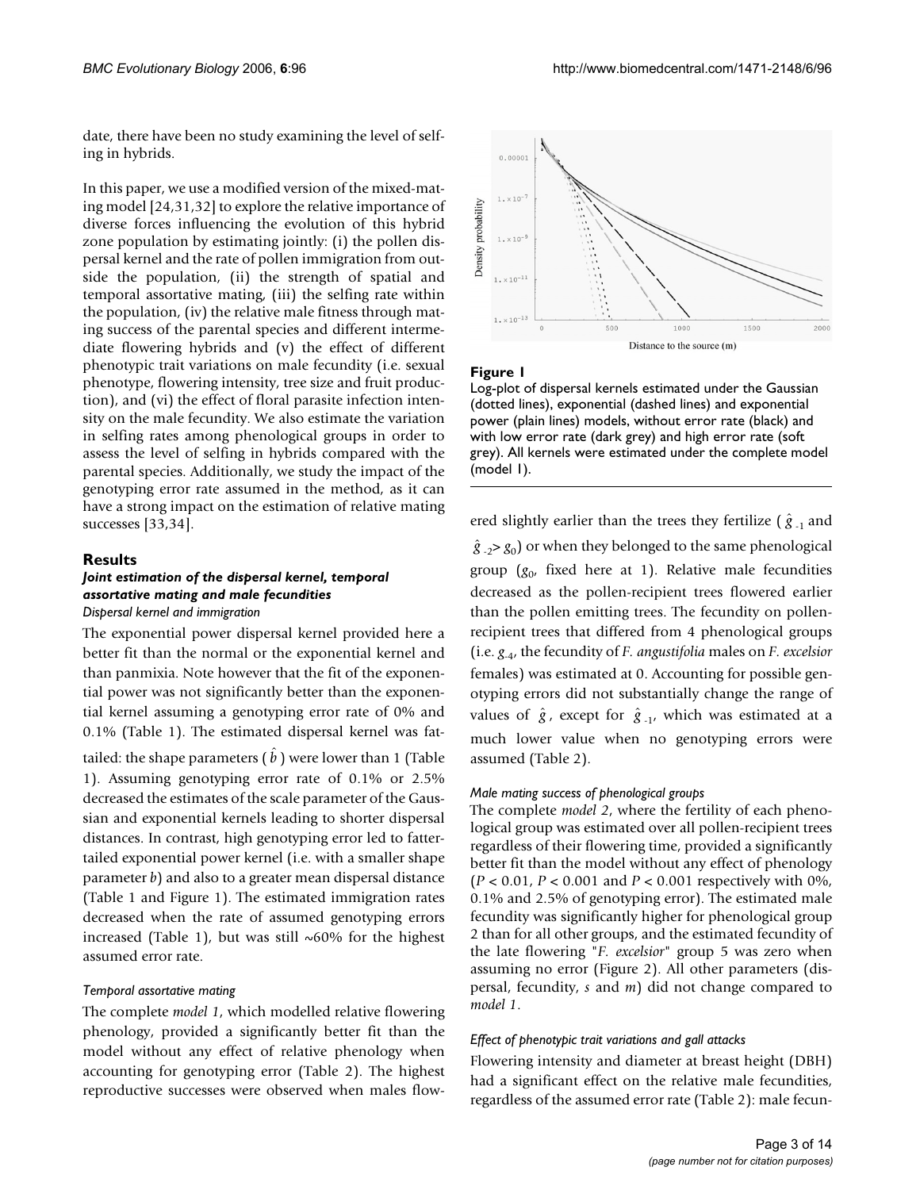date, there have been no study examining the level of selfing in hybrids.

In this paper, we use a modified version of the mixed-mating model [24,31,32] to explore the relative importance of diverse forces influencing the evolution of this hybrid zone population by estimating jointly: (i) the pollen dispersal kernel and the rate of pollen immigration from outside the population, (ii) the strength of spatial and temporal assortative mating, (iii) the selfing rate within the population, (iv) the relative male fitness through mating success of the parental species and different intermediate flowering hybrids and (v) the effect of different phenotypic trait variations on male fecundity (i.e. sexual phenotype, flowering intensity, tree size and fruit production), and (vi) the effect of floral parasite infection intensity on the male fecundity. We also estimate the variation in selfing rates among phenological groups in order to assess the level of selfing in hybrids compared with the parental species. Additionally, we study the impact of the genotyping error rate assumed in the method, as it can have a strong impact on the estimation of relative mating successes [33,34].

## Results

### *Joint estimation of the dispersal kernel, temporal assortative mating and male fecundities*

#### *Dispersal kernel and immigration*

The exponential power dispersal kernel provided here a better fit than the normal or the exponential kernel and than panmixia. Note however that the fit of the exponential power was not significantly better than the exponential kernel assuming a genotyping error rate of 0% and 0.1% (Table 1). The estimated dispersal kernel was fat-tailed: the shape parameters ($\hat{b}$) were lower than 1 (Table 1). Assuming genotyping error rate of 0.1% or 2.5% decreased the estimates of the scale parameter of the Gaussian and exponential kernels leading to shorter dispersal distances. In contrast, high genotyping error led to fatter-tailed exponential power kernel (i.e. with a smaller shape parameter $b$) and also to a greater mean dispersal distance (Table 1 and Figure 1). The estimated immigration rates decreased when the rate of assumed genotyping errors increased (Table 1), but was still ~60% for the highest assumed error rate.

#### *Temporal assortative mating*

The complete *model 1*, which modelled relative flowering phenology, provided a significantly better fit than the model without any effect of relative phenology when accounting for genotyping error (Table 2). The highest reproductive successes were observed when males flowered slightly earlier than the trees they fertilize ($\hat{g}_{-1}$ and $\hat{g}_{-2} > g_0$) or when they belonged to the same phenological group ($g_0$, fixed here at 1). Relative male fecundities decreased as the pollen-recipient trees flowered earlier than the pollen emitting trees. The fecundity on pollen-recipient trees that differed from 4 phenological groups (i.e. $g_{-4}$, the fecundity of *F. angustifolia* males on *F. excelsior* females) was estimated at 0. Accounting for possible genotyping errors did not substantially change the range of values of $\hat{g}$, except for $\hat{g}_{-1}$, which was estimated at a much lower value when no genotyping errors were assumed (Table 2).

**Figure 1**

Log-plot of dispersal kernels estimated under the Gaussian (dotted lines), exponential (dashed lines) and exponential power (plain lines) models, without error rate (black) and with low error rate (dark grey) and high error rate (soft grey). All kernels were estimated under the complete model (model 1).

#### *Male mating success of phenological groups*

The complete *model 2*, where the fertility of each phenological group was estimated over all pollen-recipient trees regardless of their flowering time, provided a significantly better fit than the model without any effect of phenology ($P < 0.01$, $P < 0.001$ and $P < 0.001$ respectively with 0%, 0.1% and 2.5% of genotyping error). The estimated male fecundity was significantly higher for phenological group 2 than for all other groups, and the estimated fecundity of the late flowering "*F. excelsior*" group 5 was zero when assuming no error (Figure 2). All other parameters (dispersal, fecundity, $s$ and $m$) did not change compared to *model 1*.

#### *Effect of phenotypic trait variations and gall attacks*

Flowering intensity and diameter at breast height (DBH) had a significant effect on the relative male fecundities, regardless of the assumed error rate (Table 2): male fecun-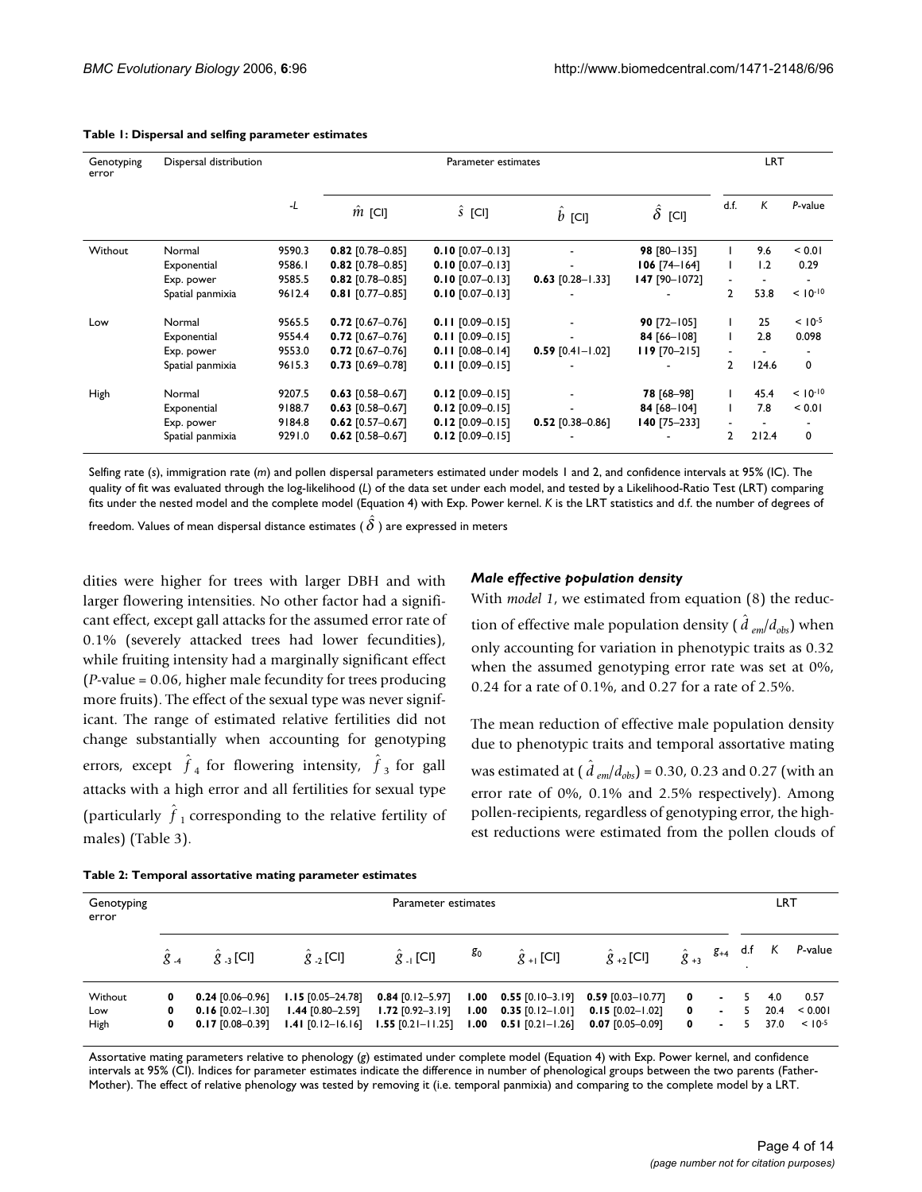**Table 1: Dispersal and selfing parameter estimates**

| Genotyping error | Dispersal distribution | -L | Parameter estimates | | | | LRT | | |
|---|---|---|---|---|---|---|---|---|---|
| | | | $\hat{m}$ [CI] | $\hat{s}$ [CI] | $\hat{b}$ [CI] | $\hat{\delta}$ [CI] | d.f. | K | P-value |
| Without | Normal | 9590.3 | **0.82** [0.78–0.85] | **0.10** [0.07–0.13] | - | **98** [80–135] | 1 | 9.6 | < 0.01 |
| | Exponential | 9586.1 | **0.82** [0.78–0.85] | **0.10** [0.07–0.13] | - | **106** [74–164] | 1 | 1.2 | 0.29 |
| | Exp. power | 9585.5 | **0.82** [0.78–0.85] | **0.10** [0.07–0.13] | **0.63** [0.28–1.33] | **147** [90–1072] | - | - | - |
| | Spatial panmixia | 9612.4 | **0.81** [0.77–0.85] | **0.10** [0.07–0.13] | - | - | 2 | 53.8 | < $10^{-10}$ |
| Low | Normal | 9565.5 | **0.72** [0.67–0.76] | **0.11** [0.09–0.15] | - | **90** [72–105] | 1 | 25 | < $10^{-5}$ |
| | Exponential | 9554.4 | **0.72** [0.67–0.76] | **0.11** [0.09–0.15] | - | **84** [66–108] | 1 | 2.8 | 0.098 |
| | Exp. power | 9553.0 | **0.72** [0.67–0.76] | **0.11** [0.08–0.14] | **0.59** [0.41–1.02] | **119** [70–215] | - | - | - |
| | Spatial panmixia | 9615.3 | **0.73** [0.69–0.78] | **0.11** [0.09–0.15] | - | - | 2 | 124.6 | 0 |
| High | Normal | 9207.5 | **0.63** [0.58–0.67] | **0.12** [0.09–0.15] | - | **78** [68–98] | 1 | 45.4 | < $10^{-10}$ |
| | Exponential | 9188.7 | **0.63** [0.58–0.67] | **0.12** [0.09–0.15] | - | **84** [68–104] | 1 | 7.8 | < 0.01 |
| | Exp. power | 9184.8 | **0.62** [0.57–0.67] | **0.12** [0.09–0.15] | **0.52** [0.38–0.86] | **140** [75–233] | - | - | - |
| | Spatial panmixia | 9291.0 | **0.62** [0.58–0.67] | **0.12** [0.09–0.15] | - | - | 2 | 212.4 | 0 |

Selfing rate (*s*), immigration rate (*m*) and pollen dispersal parameters estimated under models 1 and 2, and confidence intervals at 95% (IC). The quality of fit was evaluated through the log-likelihood (*L*) of the data set under each model, and tested by a Likelihood-Ratio Test (LRT) comparing fits under the nested model and the complete model (Equation 4) with Exp. Power kernel. *K* is the LRT statistics and d.f. the number of degrees of freedom. Values of mean dispersal distance estimates ( $\hat{\delta}$ ) are expressed in meters

dities were higher for trees with larger DBH and with larger flowering intensities. No other factor had a significant effect, except gall attacks for the assumed error rate of 0.1% (severely attacked trees had lower fecundities), while fruiting intensity had a marginally significant effect (*P*-value = 0.06, higher male fecundity for trees producing more fruits). The effect of the sexual type was never significant. The range of estimated relative fertilities did not change substantially when accounting for genotyping errors, except $\hat{f}_4$ for flowering intensity, $\hat{f}_3$ for gall attacks with a high error and all fertilities for sexual type (particularly $\hat{f}_1$ corresponding to the relative fertility of males) (Table 3).

### *Male effective population density*

With *model 1*, we estimated from equation (8) the reduction of effective male population density ( $\hat{d}_{em}/d_{obs}$) when only accounting for variation in phenotypic traits as 0.32 when the assumed genotyping error rate was set at 0%, 0.24 for a rate of 0.1%, and 0.27 for a rate of 2.5%.

The mean reduction of effective male population density due to phenotypic traits and temporal assortative mating was estimated at ( $\hat{d}_{em}/d_{obs}$) = 0.30, 0.23 and 0.27 (with an error rate of 0%, 0.1% and 2.5% respectively). Among pollen-recipients, regardless of genotyping error, the highest reductions were estimated from the pollen clouds of

**Table 2: Temporal assortative mating parameter estimates**

| Genotyping error | Parameter estimates | | | | | | | | | LRT | | |
|---|---|---|---|---|---|---|---|---|---|---|---|---|
| | $\hat{g}_{-4}$ | $\hat{g}_{-3}$ [CI] | $\hat{g}_{-2}$ [CI] | $\hat{g}_{-1}$ [CI] | $g_0$ | $\hat{g}_{+1}$ [CI] | $\hat{g}_{+2}$ [CI] | $\hat{g}_{+3}$ | $g_{+4}$ | d.f. | K | P-value |
| Without | **0** | **0.24** [0.06–0.96] | **1.15** [0.05–24.78] | **0.84** [0.12–5.97] | **1.00** | **0.55** [0.10–3.19] | **0.59** [0.03–10.77] | **0** | - | 5 | 4.0 | 0.57 |
| Low | **0** | **0.16** [0.02–1.30] | **1.44** [0.80–2.59] | **1.72** [0.92–3.19] | **1.00** | **0.35** [0.12–1.01] | **0.15** [0.02–1.02] | **0** | - | 5 | 20.4 | < 0.001 |
| High | **0** | **0.17** [0.08–0.39] | **1.41** [0.12–16.16] | **1.55** [0.21–11.25] | **1.00** | **0.51** [0.21–1.26] | **0.07** [0.05–0.09] | **0** | - | 5 | 37.0 | < $10^{-5}$ |

Assortative mating parameters relative to phenology (*g*) estimated under complete model (Equation 4) with Exp. Power kernel, and confidence intervals at 95% (CI). Indices for parameter estimates indicate the difference in number of phenological groups between the two parents (Father-Mother). The effect of relative phenology was tested by removing it (i.e. temporal panmixia) and comparing to the complete model by a LRT.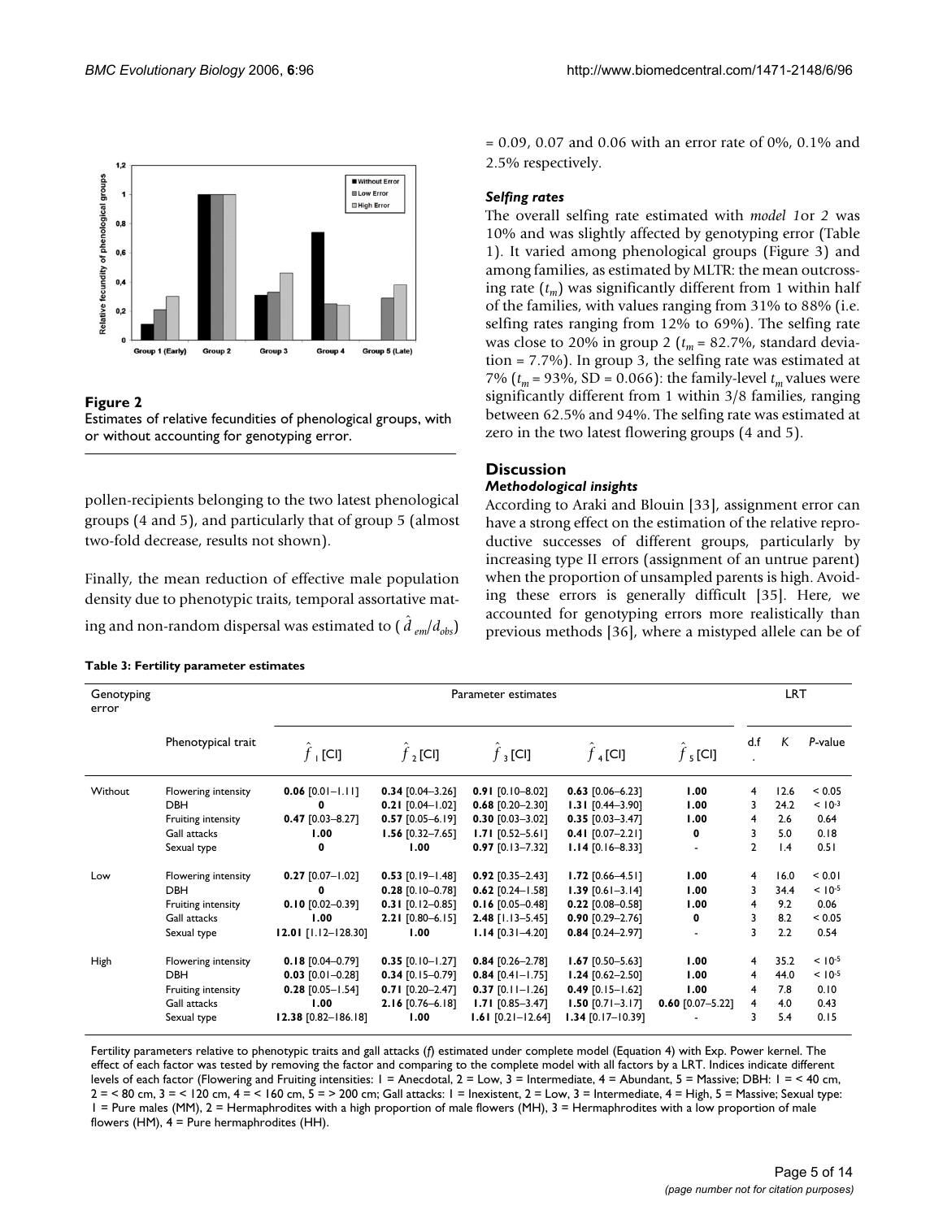**Figure 2**
Estimates of relative fecundities of phenological groups, with or without accounting for genotyping error.

pollen-recipients belonging to the two latest phenological groups (4 and 5), and particularly that of group 5 (almost two-fold decrease, results not shown).

Finally, the mean reduction of effective male population density due to phenotypic traits, temporal assortative mating and non-random dispersal was estimated to ($\hat{d}_{em}/d_{obs}$) = 0.09, 0.07 and 0.06 with an error rate of 0%, 0.1% and 2.5% respectively.

### *Selfing rates*

The overall selfing rate estimated with *model 1* or *2* was 10% and was slightly affected by genotyping error (Table 1). It varied among phenological groups (Figure 3) and among families, as estimated by MLTR: the mean outcrossing rate ($t_m$) was significantly different from 1 within half of the families, with values ranging from 31% to 88% (i.e. selfing rates ranging from 12% to 69%). The selfing rate was close to 20% in group 2 ($t_m$ = 82.7%, standard deviation = 7.7%). In group 3, the selfing rate was estimated at 7% ($t_m$ = 93%, SD = 0.066): the family-level $t_m$ values were significantly different from 1 within 3/8 families, ranging between 62.5% and 94%. The selfing rate was estimated at zero in the two latest flowering groups (4 and 5).

## Discussion

### *Methodological insights*

According to Araki and Blouin [33], assignment error can have a strong effect on the estimation of the relative reproductive successes of different groups, particularly by increasing type II errors (assignment of an untrue parent) when the proportion of unsampled parents is high. Avoiding these errors is generally difficult [35]. Here, we accounted for genotyping errors more realistically than previous methods [36], where a mistyped allele can be of

**Table 3: Fertility parameter estimates**

| Genotyping error | Phenotypical trait | $\hat{f}_1$ [CI] | $\hat{f}_2$ [CI] | $\hat{f}_3$ [CI] | $\hat{f}_4$ [CI] | $\hat{f}_5$ [CI] | d.f. | K | P-value |
|---|---|---|---|---|---|---|---|---|---|
| Without | Flowering intensity | **0.06** [0.01–1.11] | **0.34** [0.04–3.26] | **0.91** [0.10–8.02] | **0.63** [0.06–6.23] | **1.00** | 4 | 12.6 | < 0.05 |
| | DBH | **0** | **0.21** [0.04–1.02] | **0.68** [0.20–2.30] | **1.31** [0.44–3.90] | **1.00** | 3 | 24.2 | < $10^{-3}$ |
| | Fruiting intensity | **0.47** [0.03–8.27] | **0.57** [0.05–6.19] | **0.30** [0.03–3.02] | **0.35** [0.03–3.47] | **1.00** | 4 | 2.6 | 0.64 |
| | Gall attacks | **1.00** | **1.56** [0.32–7.65] | **1.71** [0.52–5.61] | **0.41** [0.07–2.21] | **0** | 3 | 5.0 | 0.18 |
| | Sexual type | **0** | **1.00** | **0.97** [0.13–7.32] | **1.14** [0.16–8.33] | - | 2 | 1.4 | 0.51 |
| Low | Flowering intensity | **0.27** [0.07–1.02] | **0.53** [0.19–1.48] | **0.92** [0.35–2.43] | **1.72** [0.66–4.51] | **1.00** | 4 | 16.0 | < 0.01 |
| | DBH | **0** | **0.28** [0.10–0.78] | **0.62** [0.24–1.58] | **1.39** [0.61–3.14] | **1.00** | 3 | 34.4 | < $10^{-5}$ |
| | Fruiting intensity | **0.10** [0.02–0.39] | **0.31** [0.12–0.85] | **0.16** [0.05–0.48] | **0.22** [0.08–0.58] | **1.00** | 4 | 9.2 | 0.06 |
| | Gall attacks | **1.00** | **2.21** [0.80–6.15] | **2.48** [1.13–5.45] | **0.90** [0.29–2.76] | **0** | 3 | 8.2 | < 0.05 |
| | Sexual type | **12.01** [1.12–128.30] | **1.00** | **1.14** [0.31–4.20] | **0.84** [0.24–2.97] | - | 3 | 2.2 | 0.54 |
| High | Flowering intensity | **0.18** [0.04–0.79] | **0.35** [0.10–1.27] | **0.84** [0.26–2.78] | **1.67** [0.50–5.63] | **1.00** | 4 | 35.2 | < $10^{-5}$ |
| | DBH | **0.03** [0.01–0.28] | **0.34** [0.15–0.79] | **0.84** [0.41–1.75] | **1.24** [0.62–2.50] | **1.00** | 4 | 44.0 | < $10^{-5}$ |
| | Fruiting intensity | **0.28** [0.05–1.54] | **0.71** [0.20–2.47] | **0.37** [0.11–1.26] | **0.49** [0.15–1.62] | **1.00** | 4 | 7.8 | 0.10 |
| | Gall attacks | **1.00** | **2.16** [0.76–6.18] | **1.71** [0.85–3.47] | **1.50** [0.71–3.17] | **0.60** [0.07–5.22] | 4 | 4.0 | 0.43 |
| | Sexual type | **12.38** [0.82–186.18] | **1.00** | **1.61** [0.21–12.64] | **1.34** [0.17–10.39] | - | 3 | 5.4 | 0.15 |

Fertility parameters relative to phenotypic traits and gall attacks ($f$) estimated under complete model (Equation 4) with Exp. Power kernel. The effect of each factor was tested by removing the factor and comparing to the complete model with all factors by a LRT. Indices indicate different levels of each factor (Flowering and Fruiting intensities: 1 = Anecdotal, 2 = Low, 3 = Intermediate, 4 = Abundant, 5 = Massive; DBH: 1 = < 40 cm, 2 = < 80 cm, 3 = < 120 cm, 4 = < 160 cm, 5 = > 200 cm; Gall attacks: 1 = Inexistent, 2 = Low, 3 = Intermediate, 4 = High, 5 = Massive; Sexual type: 1 = Pure males (MM), 2 = Hermaphrodites with a high proportion of male flowers (MH), 3 = Hermaphrodites with a low proportion of male flowers (HM), 4 = Pure hermaphrodites (HH).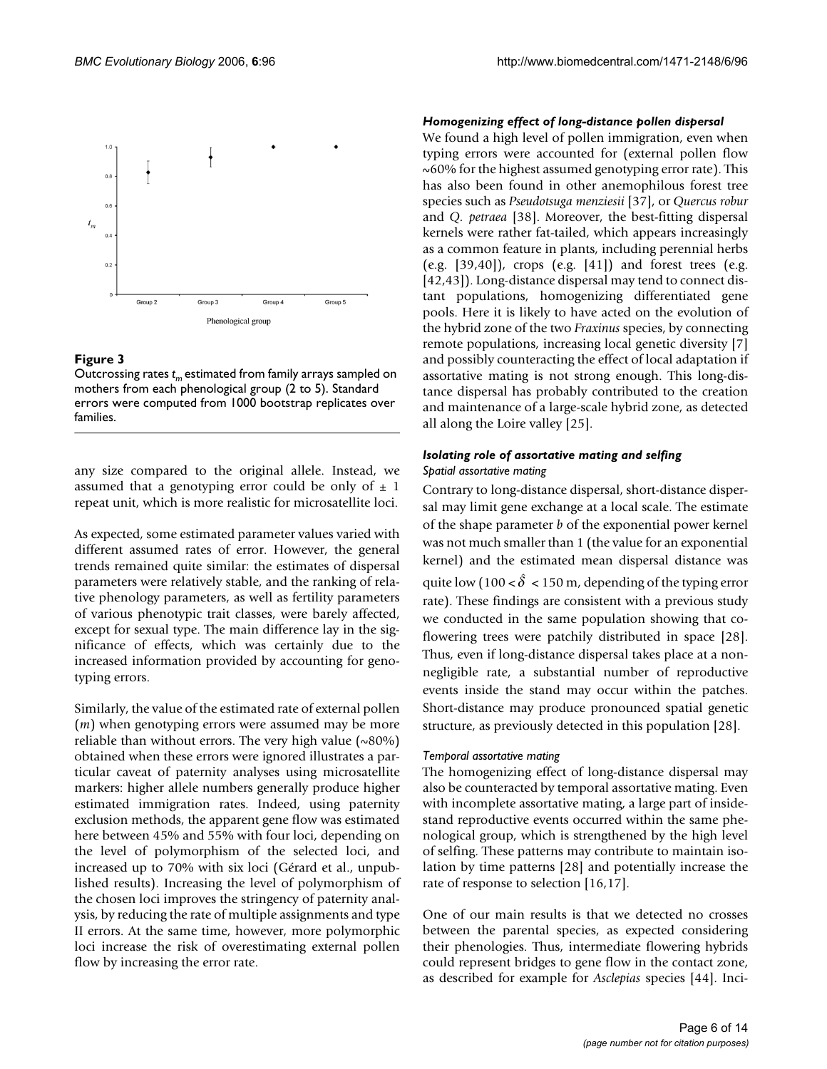**Figure 3**

Outcrossing rates $t_m$ estimated from family arrays sampled on mothers from each phenological group (2 to 5). Standard errors were computed from 1000 bootstrap replicates over families.

any size compared to the original allele. Instead, we assumed that a genotyping error could be only of ± 1 repeat unit, which is more realistic for microsatellite loci.

As expected, some estimated parameter values varied with different assumed rates of error. However, the general trends remained quite similar: the estimates of dispersal parameters were relatively stable, and the ranking of relative phenology parameters, as well as fertility parameters of various phenotypic trait classes, were barely affected, except for sexual type. The main difference lay in the significance of effects, which was certainly due to the increased information provided by accounting for genotyping errors.

Similarly, the value of the estimated rate of external pollen ($m$) when genotyping errors were assumed may be more reliable than without errors. The very high value (~80%) obtained when these errors were ignored illustrates a particular caveat of paternity analyses using microsatellite markers: higher allele numbers generally produce higher estimated immigration rates. Indeed, using paternity exclusion methods, the apparent gene flow was estimated here between 45% and 55% with four loci, depending on the level of polymorphism of the selected loci, and increased up to 70% with six loci (Gérard et al., unpublished results). Increasing the level of polymorphism of the chosen loci improves the stringency of paternity analysis, by reducing the rate of multiple assignments and type II errors. At the same time, however, more polymorphic loci increase the risk of overestimating external pollen flow by increasing the error rate.

### *Homogenizing effect of long-distance pollen dispersal*

We found a high level of pollen immigration, even when typing errors were accounted for (external pollen flow ~60% for the highest assumed genotyping error rate). This has also been found in other anemophilous forest tree species such as *Pseudotsuga menziesii* [37], or *Quercus robur* and *Q. petraea* [38]. Moreover, the best-fitting dispersal kernels were rather fat-tailed, which appears increasingly as a common feature in plants, including perennial herbs (e.g. [39,40]), crops (e.g. [41]) and forest trees (e.g. [42,43]). Long-distance dispersal may tend to connect distant populations, homogenizing differentiated gene pools. Here it is likely to have acted on the evolution of the hybrid zone of the two *Fraxinus* species, by connecting remote populations, increasing local genetic diversity [7] and possibly counteracting the effect of local adaptation if assortative mating is not strong enough. This long-distance dispersal has probably contributed to the creation and maintenance of a large-scale hybrid zone, as detected all along the Loire valley [25].

### *Isolating role of assortative mating and selfing*

#### *Spatial assortative mating*

Contrary to long-distance dispersal, short-distance dispersal may limit gene exchange at a local scale. The estimate of the shape parameter $b$ of the exponential power kernel was not much smaller than 1 (the value for an exponential kernel) and the estimated mean dispersal distance was quite low ($100 < \hat{\delta} < 150$ m, depending of the typing error rate). These findings are consistent with a previous study we conducted in the same population showing that co-flowering trees were patchily distributed in space [28]. Thus, even if long-distance dispersal takes place at a non-negligible rate, a substantial number of reproductive events inside the stand may occur within the patches. Short-distance may produce pronounced spatial genetic structure, as previously detected in this population [28].

#### *Temporal assortative mating*

The homogenizing effect of long-distance dispersal may also be counteracted by temporal assortative mating. Even with incomplete assortative mating, a large part of inside-stand reproductive events occurred within the same phenological group, which is strengthened by the high level of selfing. These patterns may contribute to maintain isolation by time patterns [28] and potentially increase the rate of response to selection [16,17].

One of our main results is that we detected no crosses between the parental species, as expected considering their phenologies. Thus, intermediate flowering hybrids could represent bridges to gene flow in the contact zone, as described for example for *Asclepias* species [44]. Inci-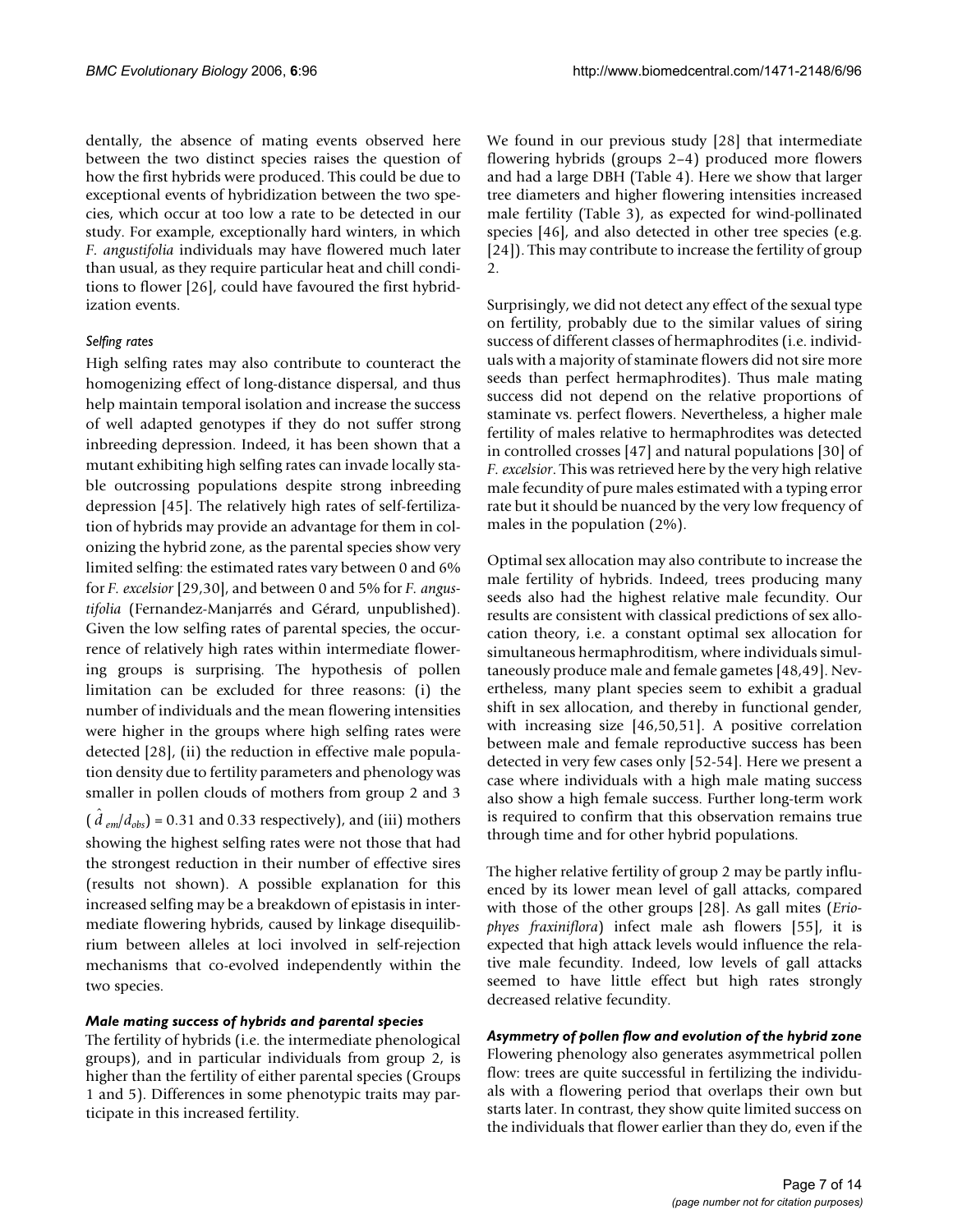dentally, the absence of mating events observed here between the two distinct species raises the question of how the first hybrids were produced. This could be due to exceptional events of hybridization between the two species, which occur at too low a rate to be detected in our study. For example, exceptionally hard winters, in which *F. angustifolia* individuals may have flowered much later than usual, as they require particular heat and chill conditions to flower [26], could have favoured the first hybridization events.

### *Selfing rates*

High selfing rates may also contribute to counteract the homogenizing effect of long-distance dispersal, and thus help maintain temporal isolation and increase the success of well adapted genotypes if they do not suffer strong inbreeding depression. Indeed, it has been shown that a mutant exhibiting high selfing rates can invade locally stable outcrossing populations despite strong inbreeding depression [45]. The relatively high rates of self-fertilization of hybrids may provide an advantage for them in colonizing the hybrid zone, as the parental species show very limited selfing: the estimated rates vary between 0 and 6% for *F. excelsior* [29,30], and between 0 and 5% for *F. angustifolia* (Fernandez-Manjarrés and Gérard, unpublished). Given the low selfing rates of parental species, the occurrence of relatively high rates within intermediate flowering groups is surprising. The hypothesis of pollen limitation can be excluded for three reasons: (i) the number of individuals and the mean flowering intensities were higher in the groups where high selfing rates were detected [28], (ii) the reduction in effective male population density due to fertility parameters and phenology was smaller in pollen clouds of mothers from group 2 and 3 ($\hat{d}_{em}/d_{obs}$) = 0.31 and 0.33 respectively), and (iii) mothers showing the highest selfing rates were not those that had the strongest reduction in their number of effective sires (results not shown). A possible explanation for this increased selfing may be a breakdown of epistasis in intermediate flowering hybrids, caused by linkage disequilibrium between alleles at loci involved in self-rejection mechanisms that co-evolved independently within the two species.

### *Male mating success of hybrids and parental species*

The fertility of hybrids (i.e. the intermediate phenological groups), and in particular individuals from group 2, is higher than the fertility of either parental species (Groups 1 and 5). Differences in some phenotypic traits may participate in this increased fertility.

We found in our previous study [28] that intermediate flowering hybrids (groups 2–4) produced more flowers and had a large DBH (Table 4). Here we show that larger tree diameters and higher flowering intensities increased male fertility (Table 3), as expected for wind-pollinated species [46], and also detected in other tree species (e.g. [24]). This may contribute to increase the fertility of group 2.

Surprisingly, we did not detect any effect of the sexual type on fertility, probably due to the similar values of siring success of different classes of hermaphrodites (i.e. individuals with a majority of staminate flowers did not sire more seeds than perfect hermaphrodites). Thus male mating success did not depend on the relative proportions of staminate vs. perfect flowers. Nevertheless, a higher male fertility of males relative to hermaphrodites was detected in controlled crosses [47] and natural populations [30] of *F. excelsior*. This was retrieved here by the very high relative male fecundity of pure males estimated with a typing error rate but it should be nuanced by the very low frequency of males in the population (2%).

Optimal sex allocation may also contribute to increase the male fertility of hybrids. Indeed, trees producing many seeds also had the highest relative male fecundity. Our results are consistent with classical predictions of sex allocation theory, i.e. a constant optimal sex allocation for simultaneous hermaphroditism, where individuals simultaneously produce male and female gametes [48,49]. Nevertheless, many plant species seem to exhibit a gradual shift in sex allocation, and thereby in functional gender, with increasing size [46,50,51]. A positive correlation between male and female reproductive success has been detected in very few cases only [52-54]. Here we present a case where individuals with a high male mating success also show a high female success. Further long-term work is required to confirm that this observation remains true through time and for other hybrid populations.

The higher relative fertility of group 2 may be partly influenced by its lower mean level of gall attacks, compared with those of the other groups [28]. As gall mites (*Eriophyes fraxiniflora*) infect male ash flowers [55], it is expected that high attack levels would influence the relative male fecundity. Indeed, low levels of gall attacks seemed to have little effect but high rates strongly decreased relative fecundity.

### *Asymmetry of pollen flow and evolution of the hybrid zone*

Flowering phenology also generates asymmetrical pollen flow: trees are quite successful in fertilizing the individuals with a flowering period that overlaps their own but starts later. In contrast, they show quite limited success on the individuals that flower earlier than they do, even if the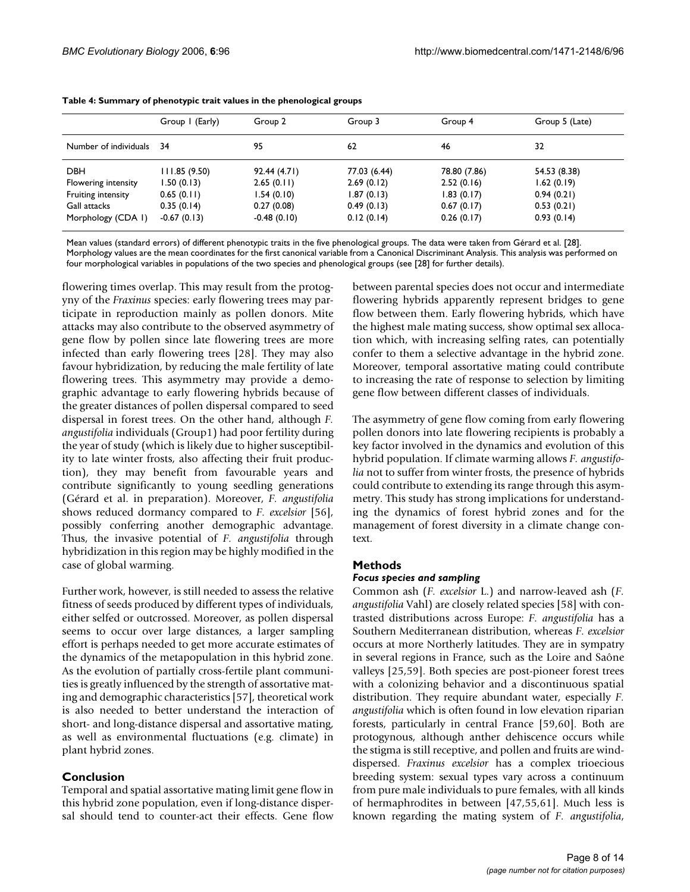**Table 4: Summary of phenotypic trait values in the phenological groups**

| | Group 1 (Early) | Group 2 | Group 3 | Group 4 | Group 5 (Late) |
|---|---|---|---|---|---|
| Number of individuals | 34 | 95 | 62 | 46 | 32 |
| DBH | 111.85 (9.50) | 92.44 (4.71) | 77.03 (6.44) | 78.80 (7.86) | 54.53 (8.38) |
| Flowering intensity | 1.50 (0.13) | 2.65 (0.11) | 2.69 (0.12) | 2.52 (0.16) | 1.62 (0.19) |
| Fruiting intensity | 0.65 (0.11) | 1.54 (0.10) | 1.87 (0.13) | 1.83 (0.17) | 0.94 (0.21) |
| Gall attacks | 0.35 (0.14) | 0.27 (0.08) | 0.49 (0.13) | 0.67 (0.17) | 0.53 (0.21) |
| Morphology (CDA 1) | -0.67 (0.13) | -0.48 (0.10) | 0.12 (0.14) | 0.26 (0.17) | 0.93 (0.14) |

Mean values (standard errors) of different phenotypic traits in the five phenological groups. The data were taken from Gérard et al. [28]. Morphology values are the mean coordinates for the first canonical variable from a Canonical Discriminant Analysis. This analysis was performed on four morphological variables in populations of the two species and phenological groups (see [28] for further details).

flowering times overlap. This may result from the protogyny of the *Fraxinus* species: early flowering trees may participate in reproduction mainly as pollen donors. Mite attacks may also contribute to the observed asymmetry of gene flow by pollen since late flowering trees are more infected than early flowering trees [28]. They may also favour hybridization, by reducing the male fertility of late flowering trees. This asymmetry may provide a demographic advantage to early flowering hybrids because of the greater distances of pollen dispersal compared to seed dispersal in forest trees. On the other hand, although *F. angustifolia* individuals (Group1) had poor fertility during the year of study (which is likely due to higher susceptibility to late winter frosts, also affecting their fruit production), they may benefit from favourable years and contribute significantly to young seedling generations (Gérard et al. in preparation). Moreover, *F. angustifolia* shows reduced dormancy compared to *F. excelsior* [56], possibly conferring another demographic advantage. Thus, the invasive potential of *F. angustifolia* through hybridization in this region may be highly modified in the case of global warming.

Further work, however, is still needed to assess the relative fitness of seeds produced by different types of individuals, either selfed or outcrossed. Moreover, as pollen dispersal seems to occur over large distances, a larger sampling effort is perhaps needed to get more accurate estimates of the dynamics of the metapopulation in this hybrid zone. As the evolution of partially cross-fertile plant communities is greatly influenced by the strength of assortative mating and demographic characteristics [57], theoretical work is also needed to better understand the interaction of short- and long-distance dispersal and assortative mating, as well as environmental fluctuations (e.g. climate) in plant hybrid zones.

## Conclusion

Temporal and spatial assortative mating limit gene flow in this hybrid zone population, even if long-distance dispersal should tend to counter-act their effects. Gene flow between parental species does not occur and intermediate flowering hybrids apparently represent bridges to gene flow between them. Early flowering hybrids, which have the highest male mating success, show optimal sex allocation which, with increasing selfing rates, can potentially confer to them a selective advantage in the hybrid zone. Moreover, temporal assortative mating could contribute to increasing the rate of response to selection by limiting gene flow between different classes of individuals.

The asymmetry of gene flow coming from early flowering pollen donors into late flowering recipients is probably a key factor involved in the dynamics and evolution of this hybrid population. If climate warming allows *F. angustifolia* not to suffer from winter frosts, the presence of hybrids could contribute to extending its range through this asymmetry. This study has strong implications for understanding the dynamics of forest hybrid zones and for the management of forest diversity in a climate change context.

## Methods

### Focus species and sampling

Common ash (*F. excelsior* L.) and narrow-leaved ash (*F. angustifolia* Vahl) are closely related species [58] with contrasted distributions across Europe: *F. angustifolia* has a Southern Mediterranean distribution, whereas *F. excelsior* occurs at more Northerly latitudes. They are in sympatry in several regions in France, such as the Loire and Saône valleys [25,59]. Both species are post-pioneer forest trees with a colonizing behavior and a discontinuous spatial distribution. They require abundant water, especially *F. angustifolia* which is often found in low elevation riparian forests, particularly in central France [59,60]. Both are protogynous, although anther dehiscence occurs while the stigma is still receptive, and pollen and fruits are wind-dispersed. *Fraxinus excelsior* has a complex trioecious breeding system: sexual types vary across a continuum from pure male individuals to pure females, with all kinds of hermaphrodites in between [47,55,61]. Much less is known regarding the mating system of *F. angustifolia*,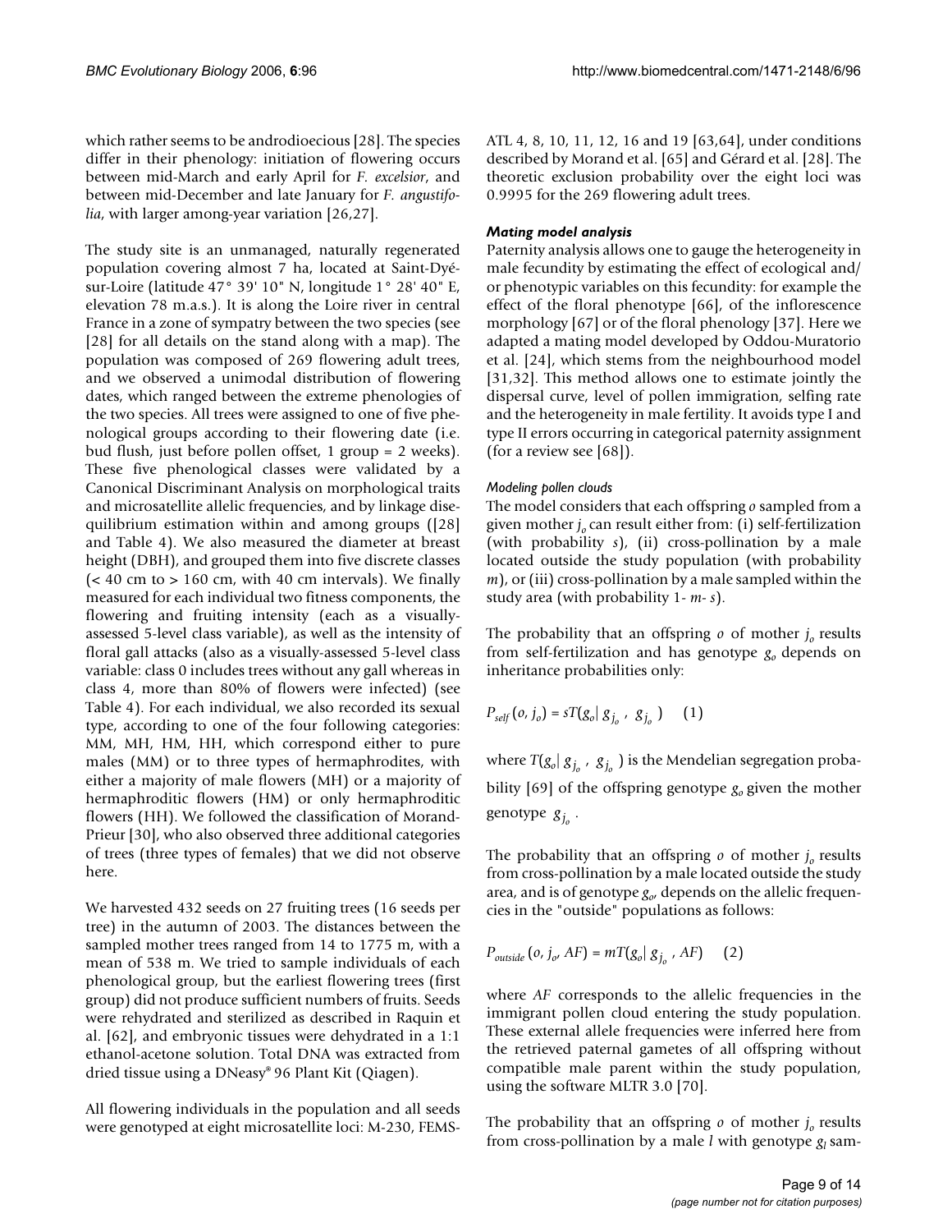which rather seems to be androdioecious [28]. The species differ in their phenology: initiation of flowering occurs between mid-March and early April for *F. excelsior*, and between mid-December and late January for *F. angustifolia*, with larger among-year variation [26,27].

The study site is an unmanaged, naturally regenerated population covering almost 7 ha, located at Saint-Dyé-sur-Loire (latitude 47° 39' 10" N, longitude 1° 28' 40" E, elevation 78 m.a.s.). It is along the Loire river in central France in a zone of sympatry between the two species (see [28] for all details on the stand along with a map). The population was composed of 269 flowering adult trees, and we observed a unimodal distribution of flowering dates, which ranged between the extreme phenologies of the two species. All trees were assigned to one of five phenological groups according to their flowering date (i.e. bud flush, just before pollen offset, 1 group = 2 weeks). These five phenological classes were validated by a Canonical Discriminant Analysis on morphological traits and microsatellite allelic frequencies, and by linkage disequilibrium estimation within and among groups ([28] and Table 4). We also measured the diameter at breast height (DBH), and grouped them into five discrete classes (< 40 cm to > 160 cm, with 40 cm intervals). We finally measured for each individual two fitness components, the flowering and fruiting intensity (each as a visually-assessed 5-level class variable), as well as the intensity of floral gall attacks (also as a visually-assessed 5-level class variable: class 0 includes trees without any gall whereas in class 4, more than 80% of flowers were infected) (see Table 4). For each individual, we also recorded its sexual type, according to one of the four following categories: MM, MH, HM, HH, which correspond either to pure males (MM) or to three types of hermaphrodites, with either a majority of male flowers (MH) or a majority of hermaphroditic flowers (HM) or only hermaphroditic flowers (HH). We followed the classification of Morand-Prieur [30], who also observed three additional categories of trees (three types of females) that we did not observe here.

We harvested 432 seeds on 27 fruiting trees (16 seeds per tree) in the autumn of 2003. The distances between the sampled mother trees ranged from 14 to 1775 m, with a mean of 538 m. We tried to sample individuals of each phenological group, but the earliest flowering trees (first group) did not produce sufficient numbers of fruits. Seeds were rehydrated and sterilized as described in Raquin et al. [62], and embryonic tissues were dehydrated in a 1:1 ethanol-acetone solution. Total DNA was extracted from dried tissue using a DNeasy® 96 Plant Kit (Qiagen).

All flowering individuals in the population and all seeds were genotyped at eight microsatellite loci: M-230, FEMSATL 4, 8, 10, 11, 12, 16 and 19 [63,64], under conditions described by Morand et al. [65] and Gérard et al. [28]. The theoretic exclusion probability over the eight loci was 0.9995 for the 269 flowering adult trees.

### *Mating model analysis*

Paternity analysis allows one to gauge the heterogeneity in male fecundity by estimating the effect of ecological and/or phenotypic variables on this fecundity: for example the effect of the floral phenotype [66], of the inflorescence morphology [67] or of the floral phenology [37]. Here we adapted a mating model developed by Oddou-Muratorio et al. [24], which stems from the neighbourhood model [31,32]. This method allows one to estimate jointly the dispersal curve, level of pollen immigration, selfing rate and the heterogeneity in male fertility. It avoids type I and type II errors occurring in categorical paternity assignment (for a review see [68]).

#### *Modeling pollen clouds*

The model considers that each offspring $o$ sampled from a given mother $j_o$ can result either from: (i) self-fertilization (with probability $s$), (ii) cross-pollination by a male located outside the study population (with probability $m$), or (iii) cross-pollination by a male sampled within the study area (with probability $1- m- s$).

The probability that an offspring $o$ of mother $j_o$ results from self-fertilization and has genotype $g_o$ depends on inheritance probabilities only:

$$P_{self}(o, j_o) = sT(g_o | g_{j_o}, g_{j_o}) \quad (1)$$

where $T(g_o | g_{j_o}, g_{j_o})$ is the Mendelian segregation probability [69] of the offspring genotype $g_o$ given the mother genotype $g_{j_o}$.

The probability that an offspring $o$ of mother $j_o$ results from cross-pollination by a male located outside the study area, and is of genotype $g_o$, depends on the allelic frequencies in the "outside" populations as follows:

$$P_{outside}(o, j_o, AF) = mT(g_o | g_{j_o}, AF) \quad (2)$$

where $AF$ corresponds to the allelic frequencies in the immigrant pollen cloud entering the study population. These external allele frequencies were inferred here from the retrieved paternal gametes of all offspring without compatible male parent within the study population, using the software MLTR 3.0 [70].

The probability that an offspring $o$ of mother $j_o$ results from cross-pollination by a male $l$ with genotype $g_l$ sam-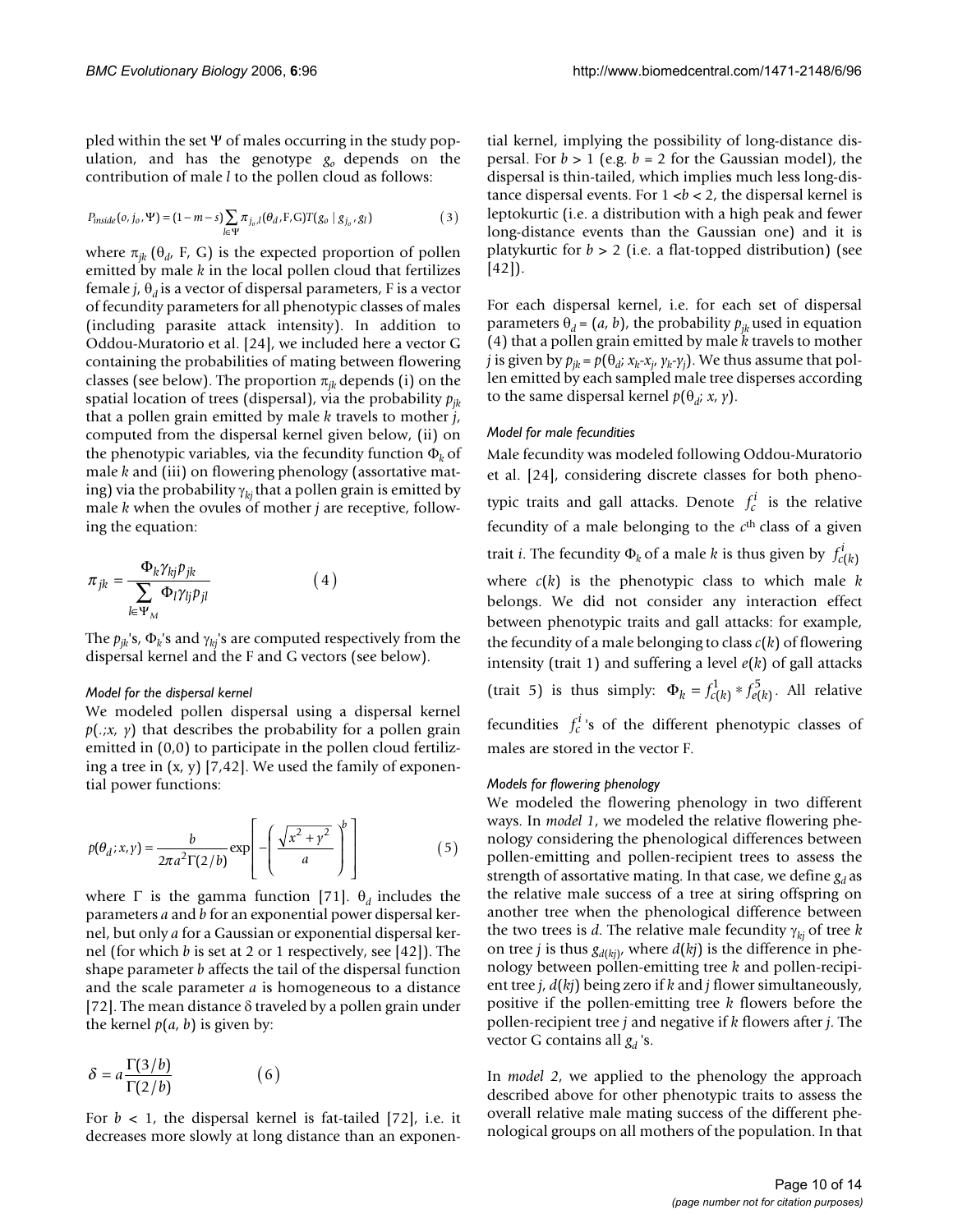pled within the set $\Psi$ of males occurring in the study population, and has the genotype $g_o$ depends on the contribution of male $l$ to the pollen cloud as follows:

$$P_{inside}(o, j_o, \Psi) = (1 - m - s) \sum_{l \in \Psi} \pi_{j_o,l}(\theta_d, \mathrm{F}, \mathrm{G}) T(g_o \mid g_{j_o}, g_l) \quad (3)$$

where $\pi_{jk}$ ($\theta_d$, F, G) is the expected proportion of pollen emitted by male $k$ in the local pollen cloud that fertilizes female $j$, $\theta_d$ is a vector of dispersal parameters, F is a vector of fecundity parameters for all phenotypic classes of males (including parasite attack intensity). In addition to Oddou-Muratorio et al. [24], we included here a vector G containing the probabilities of mating between flowering classes (see below). The proportion $\pi_{jk}$ depends (i) on the spatial location of trees (dispersal), via the probability $p_{jk}$ that a pollen grain emitted by male $k$ travels to mother $j$, computed from the dispersal kernel given below, (ii) on the phenotypic variables, via the fecundity function $\Phi_k$ of male $k$ and (iii) on flowering phenology (assortative mating) via the probability $\gamma_{kj}$ that a pollen grain is emitted by male $k$ when the ovules of mother $j$ are receptive, following the equation:

$$\pi_{jk} = \frac{\Phi_k \gamma_{kj} p_{jk}}{\sum_{l \in \Psi_M} \Phi_l \gamma_{lj} p_{jl}} \quad (4)$$

The $p_{jk}$'s, $\Phi_k$'s and $\gamma_{kj}$'s are computed respectively from the dispersal kernel and the F and G vectors (see below).

*Model for the dispersal kernel*

We modeled pollen dispersal using a dispersal kernel $p(.;x, y)$ that describes the probability for a pollen grain emitted in (0,0) to participate in the pollen cloud fertilizing a tree in (x, y) [7,42]. We used the family of exponential power functions:

$$p(\theta_d; x, y) = \frac{b}{2\pi a^2 \Gamma(2/b)} \exp\left[-\left(\frac{\sqrt{x^2 + y^2}}{a}\right)^b\right] \quad (5)$$

where $\Gamma$ is the gamma function [71]. $\theta_d$ includes the parameters $a$ and $b$ for an exponential power dispersal kernel, but only $a$ for a Gaussian or exponential dispersal kernel (for which $b$ is set at 2 or 1 respectively, see [42]). The shape parameter $b$ affects the tail of the dispersal function and the scale parameter $a$ is homogeneous to a distance [72]. The mean distance $\delta$ traveled by a pollen grain under the kernel $p(a, b)$ is given by:

$$\delta = a \frac{\Gamma(3/b)}{\Gamma(2/b)} \quad (6)$$

For $b < 1$, the dispersal kernel is fat-tailed [72], i.e. it decreases more slowly at long distance than an exponential kernel, implying the possibility of long-distance dispersal. For $b > 1$ (e.g. $b = 2$ for the Gaussian model), the dispersal is thin-tailed, which implies much less long-distance dispersal events. For $1 < b < 2$, the dispersal kernel is leptokurtic (i.e. a distribution with a high peak and fewer long-distance events than the Gaussian one) and it is platykurtic for $b > 2$ (i.e. a flat-topped distribution) (see [42]).

For each dispersal kernel, i.e. for each set of dispersal parameters $\theta_d = (a, b)$, the probability $p_{jk}$ used in equation (4) that a pollen grain emitted by male $k$ travels to mother $j$ is given by $p_{jk} = p(\theta_d; x_k\text{-}x_j, y_k\text{-}y_j)$. We thus assume that pollen emitted by each sampled male tree disperses according to the same dispersal kernel $p(\theta_d; x, y)$.

*Model for male fecundities*

Male fecundity was modeled following Oddou-Muratorio et al. [24], considering discrete classes for both phenotypic traits and gall attacks. Denote $f_c^i$ is the relative fecundity of a male belonging to the $c^{\text{th}}$ class of a given trait $i$. The fecundity $\Phi_k$ of a male $k$ is thus given by $f_{c(k)}^i$ where $c(k)$ is the phenotypic class to which male $k$ belongs. We did not consider any interaction effect between phenotypic traits and gall attacks: for example, the fecundity of a male belonging to class $c(k)$ of flowering intensity (trait 1) and suffering a level $e(k)$ of gall attacks (trait 5) is thus simply: $\Phi_k = f_{c(k)}^1 * f_{e(k)}^5$. All relative fecundities $f_c^i$'s of the different phenotypic classes of males are stored in the vector F.

*Models for flowering phenology*

We modeled the flowering phenology in two different ways. In *model 1*, we modeled the relative flowering phenology considering the phenological differences between pollen-emitting and pollen-recipient trees to assess the strength of assortative mating. In that case, we define $g_d$ as the relative male success of a tree at siring offspring on another tree when the phenological difference between the two trees is $d$. The relative male fecundity $\gamma_{kj}$ of tree $k$ on tree $j$ is thus $g_{d(kj)}$, where $d(kj)$ is the difference in phenology between pollen-emitting tree $k$ and pollen-recipient tree $j$, $d(kj)$ being zero if $k$ and $j$ flower simultaneously, positive if the pollen-emitting tree $k$ flowers before the pollen-recipient tree $j$ and negative if $k$ flowers after $j$. The vector G contains all $g_d$'s.

In *model 2*, we applied to the phenology the approach described above for other phenotypic traits to assess the overall relative male mating success of the different phenological groups on all mothers of the population. In that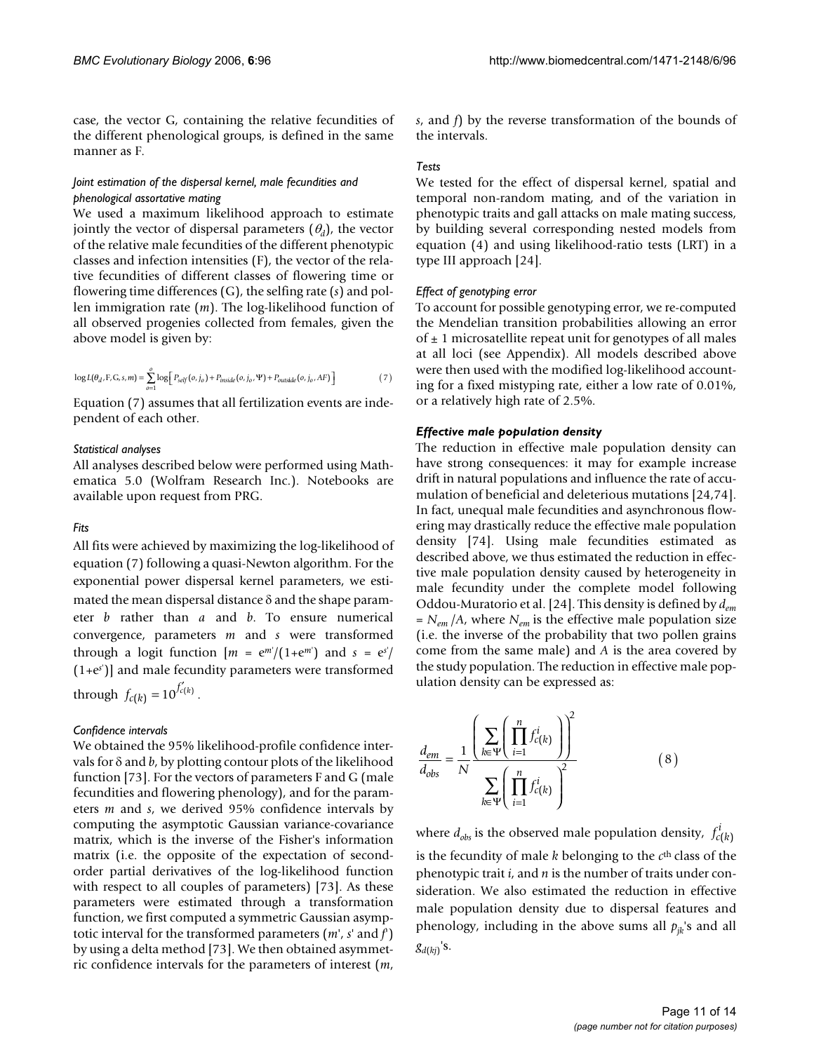case, the vector G, containing the relative fecundities of the different phenological groups, is defined in the same manner as F.

#### *Joint estimation of the dispersal kernel, male fecundities and phenological assortative mating*

We used a maximum likelihood approach to estimate jointly the vector of dispersal parameters ($\theta_d$), the vector of the relative male fecundities of the different phenotypic classes and infection intensities (F), the vector of the relative fecundities of different classes of flowering time or flowering time differences (G), the selfing rate ($s$) and pollen immigration rate ($m$). The log-likelihood function of all observed progenies collected from females, given the above model is given by:

$$\log L(\theta_d, \mathrm{F}, \mathrm{G}, s, m) = \sum_{o=1}^{o} \log\left[ P_{self}(o, j_o) + P_{inside}(o, j_o, \Psi) + P_{outside}(o, j_o, AF) \right] \quad (7)$$

Equation (7) assumes that all fertilization events are independent of each other.

#### *Statistical analyses*

All analyses described below were performed using Mathematica 5.0 (Wolfram Research Inc.). Notebooks are available upon request from PRG.

#### *Fits*

All fits were achieved by maximizing the log-likelihood of equation (7) following a quasi-Newton algorithm. For the exponential power dispersal kernel parameters, we estimated the mean dispersal distance δ and the shape parameter $b$ rather than $a$ and $b$. To ensure numerical convergence, parameters $m$ and $s$ were transformed through a logit function [$m = e^{m'}/(1+e^{m'})$ and $s = e^{s'}/(1+e^{s'})$] and male fecundity parameters were transformed through $f_{c(k)} = 10^{f'_{c(k)}}$.

#### *Confidence intervals*

We obtained the 95% likelihood-profile confidence intervals for δ and $b$, by plotting contour plots of the likelihood function [73]. For the vectors of parameters F and G (male fecundities and flowering phenology), and for the parameters $m$ and $s$, we derived 95% confidence intervals by computing the asymptotic Gaussian variance-covariance matrix, which is the inverse of the Fisher's information matrix (i.e. the opposite of the expectation of second-order partial derivatives of the log-likelihood function with respect to all couples of parameters) [73]. As these parameters were estimated through a transformation function, we first computed a symmetric Gaussian asymptotic interval for the transformed parameters ($m'$, $s'$ and $f'$) by using a delta method [73]. We then obtained asymmetric confidence intervals for the parameters of interest ($m$, $s$, and $f$) by the reverse transformation of the bounds of the intervals.

#### *Tests*

We tested for the effect of dispersal kernel, spatial and temporal non-random mating, and of the variation in phenotypic traits and gall attacks on male mating success, by building several corresponding nested models from equation (4) and using likelihood-ratio tests (LRT) in a type III approach [24].

#### *Effect of genotyping error*

To account for possible genotyping error, we re-computed the Mendelian transition probabilities allowing an error of ± 1 microsatellite repeat unit for genotypes of all males at all loci (see Appendix). All models described above were then used with the modified log-likelihood accounting for a fixed mistyping rate, either a low rate of 0.01%, or a relatively high rate of 2.5%.

### *Effective male population density*

The reduction in effective male population density can have strong consequences: it may for example increase drift in natural populations and influence the rate of accumulation of beneficial and deleterious mutations [24,74]. In fact, unequal male fecundities and asynchronous flowering may drastically reduce the effective male population density [74]. Using male fecundities estimated as described above, we thus estimated the reduction in effective male population density caused by heterogeneity in male fecundity under the complete model following Oddou-Muratorio et al. [24]. This density is defined by $d_{em} = N_{em}/A$, where $N_{em}$ is the effective male population size (i.e. the inverse of the probability that two pollen grains come from the same male) and $A$ is the area covered by the study population. The reduction in effective male population density can be expressed as:

$$\frac{d_{em}}{d_{obs}} = \frac{1}{N} \frac{\left( \sum_{k \in \Psi} \left( \prod_{i=1}^{n} f_{c(k)}^{i} \right) \right)^2}{\sum_{k \in \Psi} \left( \prod_{i=1}^{n} f_{c(k)}^{i} \right)^2} \quad (8)$$

where $d_{obs}$ is the observed male population density, $f_{c(k)}^{i}$ is the fecundity of male $k$ belonging to the $c^{\text{th}}$ class of the phenotypic trait $i$, and $n$ is the number of traits under consideration. We also estimated the reduction in effective male population density due to dispersal features and phenology, including in the above sums all $p_{jk}$'s and all $g_{d(kj)}$'s.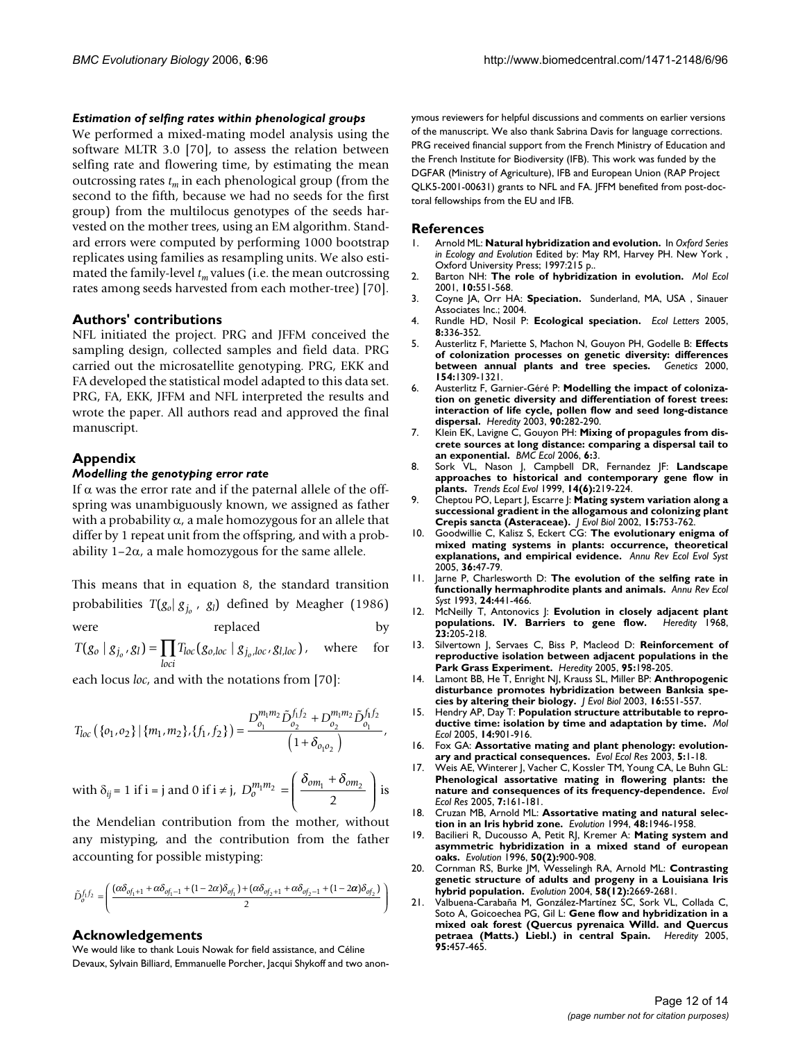#### *Estimation of selfing rates within phenological groups*

We performed a mixed-mating model analysis using the software MLTR 3.0 [70], to assess the relation between selfing rate and flowering time, by estimating the mean outcrossing rates $t_m$ in each phenological group (from the second to the fifth, because we had no seeds for the first group) from the multilocus genotypes of the seeds harvested on the mother trees, using an EM algorithm. Standard errors were computed by performing 1000 bootstrap replicates using families as resampling units. We also estimated the family-level $t_m$ values (i.e. the mean outcrossing rates among seeds harvested from each mother-tree) [70].

### Authors' contributions

NFL initiated the project. PRG and JFFM conceived the sampling design, collected samples and field data. PRG carried out the microsatellite genotyping. PRG, EKK and FA developed the statistical model adapted to this data set. PRG, FA, EKK, JFFM and NFL interpreted the results and wrote the paper. All authors read and approved the final manuscript.

### Appendix

#### *Modelling the genotyping error rate*

If $\alpha$ was the error rate and if the paternal allele of the offspring was unambiguously known, we assigned as father with a probability $\alpha$, a male homozygous for an allele that differ by 1 repeat unit from the offspring, and with a probability $1-2\alpha$, a male homozygous for the same allele.

This means that in equation 8, the standard transition probabilities $T(g_o | g_{j_o}, g_l)$ defined by Meagher (1986) were replaced by $T(g_o | g_{j_o}, g_l) = \prod_{loci} T_{loc}(g_{o,loc} | g_{j_o,loc}, g_{l,loc})$, where for each locus *loc*, and with the notations from [70]:

$$T_{loc}\left(\{o_1, o_2\} | \{m_1, m_2\}, \{f_1, f_2\}\right) = \frac{D_{o_1}^{m_1 m_2} \tilde{D}_{o_2}^{f_1 f_2} + D_{o_2}^{m_1 m_2} \tilde{D}_{o_1}^{f_1 f_2}}{\left(1 + \delta_{o_1 o_2}\right)},$$

with $\delta_{ij} = 1$ if i = j and 0 if i ≠ j, $D_o^{m_1 m_2} = \left(\frac{\delta_{om_1} + \delta_{om_2}}{2}\right)$ is the Mendelian contribution from the mother, without any mistyping, and the contribution from the father accounting for possible mistyping:

$$\tilde{D}_o^{f_1 f_2} = \left(\frac{(\alpha\delta_{of_1+1} + \alpha\delta_{of_1-1} + (1-2\alpha)\delta_{of_1}) + (\alpha\delta_{of_2+1} + \alpha\delta_{of_2-1} + (1-2\alpha)\delta_{of_2})}{2}\right)$$

### Acknowledgements

We would like to thank Louis Nowak for field assistance, and Céline Devaux, Sylvain Billiard, Emmanuelle Porcher, Jacqui Shykoff and two anonymous reviewers for helpful discussions and comments on earlier versions of the manuscript. We also thank Sabrina Davis for language corrections. PRG received financial support from the French Ministry of Education and the French Institute for Biodiversity (IFB). This work was funded by the DGFAR (Ministry of Agriculture), IFB and European Union (RAP Project QLK5-2001-00631) grants to NFL and FA. JFFM benefited from post-doctoral fellowships from the EU and IFB.

### References

1. Arnold ML: **Natural hybridization and evolution.** In *Oxford Series in Ecology and Evolution* Edited by: May RM, Harvey PH. New York , Oxford University Press; 1997:215 p..
2. Barton NH: **The role of hybridization in evolution.** *Mol Ecol* 2001, **10:**551-568.
3. Coyne JA, Orr HA: **Speciation.** Sunderland, MA, USA , Sinauer Associates Inc.; 2004.
4. Rundle HD, Nosil P: **Ecological speciation.** *Ecol Letters* 2005, **8:**336-352.
5. Austerlitz F, Mariette S, Machon N, Gouyon PH, Godelle B: **Effects of colonization processes on genetic diversity: differences between annual plants and tree species.** *Genetics* 2000, **154:**1309-1321.
6. Austerlitz F, Garnier-Géré P: **Modelling the impact of colonization on genetic diversity and differentiation of forest trees: interaction of life cycle, pollen flow and seed long-distance dispersal.** *Heredity* 2003, **90:**282-290.
7. Klein EK, Lavigne C, Gouyon PH: **Mixing of propagules from discrete sources at long distance: comparing a dispersal tail to an exponential.** *BMC Ecol* 2006, **6:**3.
8. Sork VL, Nason J, Campbell DR, Fernandez JF: **Landscape approaches to historical and contemporary gene flow in plants.** *Trends Ecol Evol* 1999, **14(6):**219-224.
9. Cheptou PO, Lepart J, Escarre J: **Mating system variation along a successional gradient in the allogamous and colonizing plant Crepis sancta (Asteraceae).** *J Evol Biol* 2002, **15:**753-762.
10. Goodwillie C, Kalisz S, Eckert CG: **The evolutionary enigma of mixed mating systems in plants: occurrence, theoretical explanations, and empirical evidence.** *Annu Rev Ecol Evol Syst* 2005, **36:**47-79.
11. Jarne P, Charlesworth D: **The evolution of the selfing rate in functionally hermaphrodite plants and animals.** *Annu Rev Ecol Syst* 1993, **24:**441-466.
12. McNeilly T, Antonovics J: **Evolution in closely adjacent plant populations. IV. Barriers to gene flow.** *Heredity* 1968, **23:**205-218.
13. Silvertown J, Servaes C, Biss P, Macleod D: **Reinforcement of reproductive isolation between adjacent populations in the Park Grass Experiment.** *Heredity* 2005, **95:**198-205.
14. Lamont BB, He T, Enright NJ, Krauss SL, Miller BP: **Anthropogenic disturbance promotes hybridization between Banksia species by altering their biology.** *J Evol Biol* 2003, **16:**551-557.
15. Hendry AP, Day T: **Population structure attributable to reproductive time: isolation by time and adaptation by time.** *Mol Ecol* 2005, **14:**901-916.
16. Fox GA: **Assortative mating and plant phenology: evolutionary and practical consequences.** *Evol Ecol Res* 2003, **5:**1-18.
17. Weis AE, Winterer J, Vacher C, Kossler TM, Young CA, Le Buhn GL: **Phenological assortative mating in flowering plants: the nature and consequences of its frequency-dependence.** *Evol Ecol Res* 2005, **7:**161-181.
18. Cruzan MB, Arnold ML: **Assortative mating and natural selection in an Iris hybrid zone.** *Evolution* 1994, **48:**1946-1958.
19. Bacilieri R, Ducousso A, Petit RJ, Kremer A: **Mating system and asymmetric hybridization in a mixed stand of european oaks.** *Evolution* 1996, **50(2):**900-908.
20. Cornman RS, Burke JM, Wesselingh RA, Arnold ML: **Contrasting genetic structure of adults and progeny in a Louisiana Iris hybrid population.** *Evolution* 2004, **58(12):**2669-2681.
21. Valbuena-Carabaña M, González-Martínez SC, Sork VL, Collada C, Soto A, Goicoechea PG, Gil L: **Gene flow and hybridization in a mixed oak forest (Quercus pyrenaica Willd. and Quercus petraea (Matts.) Liebl.) in central Spain.** *Heredity* 2005, **95:**457-465.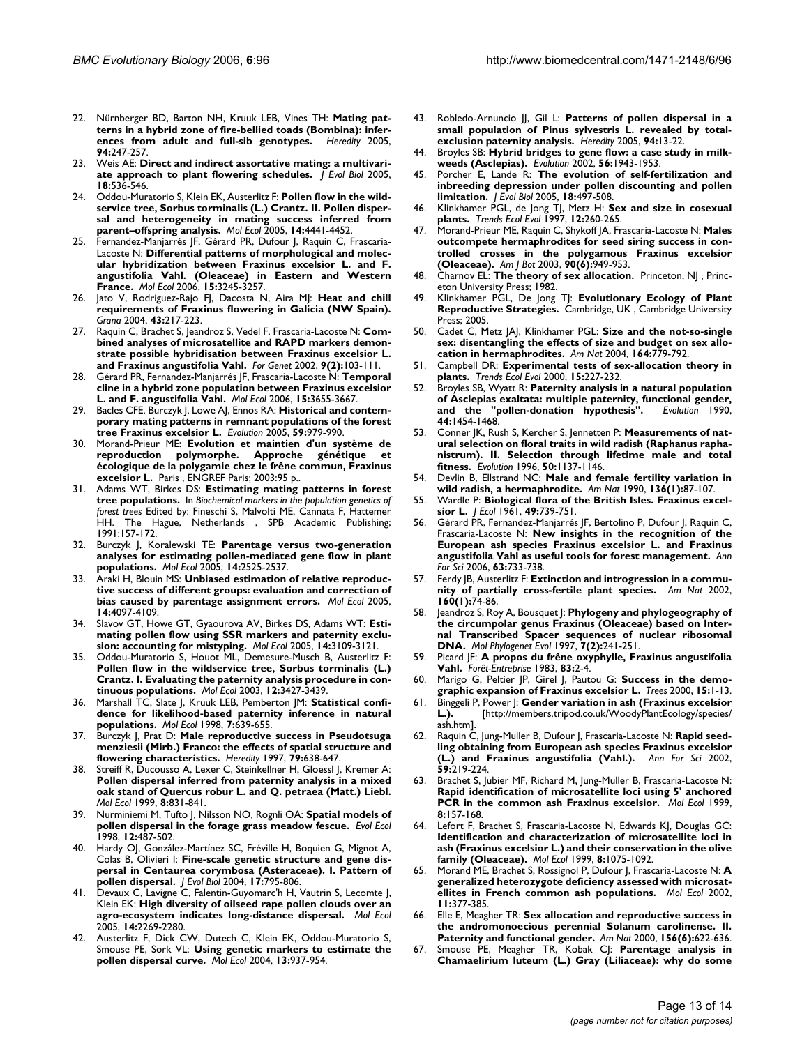22. Nürnberger BD, Barton NH, Kruuk LEB, Vines TH: **Mating patterns in a hybrid zone of fire-bellied toads (Bombina): inferences from adult and full-sib genotypes.** *Heredity* 2005, **94:**247-257.
23. Weis AE: **Direct and indirect assortative mating: a multivariate approach to plant flowering schedules.** *J Evol Biol* 2005, **18:**536-546.
24. Oddou-Muratorio S, Klein EK, Austerlitz F: **Pollen flow in the wildservice tree, Sorbus torminalis (L.) Crantz. II. Pollen dispersal and heterogeneity in mating success inferred from parent–offspring analysis.** *Mol Ecol* 2005, **14:**4441-4452.
25. Fernandez-Manjarrés JF, Gérard PR, Dufour J, Raquin C, Frascaria-Lacoste N: **Differential patterns of morphological and molecular hybridization between Fraxinus excelsior L. and F. angustifolia Vahl. (Oleaceae) in Eastern and Western France.** *Mol Ecol* 2006, **15:**3245-3257.
26. Jato V, Rodriguez-Rajo FJ, Dacosta N, Aira MJ: **Heat and chill requirements of Fraxinus flowering in Galicia (NW Spain).** *Grana* 2004, **43:**217-223.
27. Raquin C, Brachet S, Jeandroz S, Vedel F, Frascaria-Lacoste N: **Combined analyses of microsatellite and RAPD markers demonstrate possible hybridisation between Fraxinus excelsior L. and Fraxinus angustifolia Vahl.** *For Genet* 2002, **9(2):**103-111.
28. Gérard PR, Fernandez-Manjarrés JF, Frascaria-Lacoste N: **Temporal cline in a hybrid zone population between Fraxinus excelsior L. and F. angustifolia Vahl.** *Mol Ecol* 2006, **15:**3655-3667.
29. Bacles CFE, Burczyk J, Lowe AJ, Ennos RA: **Historical and contemporary mating patterns in remnant populations of the forest tree Fraxinus excelsior L.** *Evolution* 2005, **59:**979-990.
30. Morand-Prieur ME: **Evolution et maintien d'un système de reproduction polymorphe. Approche génétique et écologique de la polygamie chez le frêne commun, Fraxinus excelsior L.** Paris , ENGREF Paris; 2003:95 p..
31. Adams WT, Birkes DS: **Estimating mating patterns in forest tree populations.** In *Biochemical markers in the population genetics of forest trees* Edited by: Fineschi S, Malvolti ME, Cannata F, Hattemer HH. The Hague, Netherlands , SPB Academic Publishing; 1991:157-172.
32. Burczyk J, Koralewski TE: **Parentage versus two-generation analyses for estimating pollen-mediated gene flow in plant populations.** *Mol Ecol* 2005, **14:**2525-2537.
33. Araki H, Blouin MS: **Unbiased estimation of relative reproductive success of different groups: evaluation and correction of bias caused by parentage assignment errors.** *Mol Ecol* 2005, **14:**4097-4109.
34. Slavov GT, Howe GT, Gyaourova AV, Birkes DS, Adams WT: **Estimating pollen flow using SSR markers and paternity exclusion: accounting for mistyping.** *Mol Ecol* 2005, **14:**3109-3121.
35. Oddou-Muratorio S, Houot ML, Demesure-Musch B, Austerlitz F: **Pollen flow in the wildservice tree, Sorbus torminalis (L.) Crantz. I. Evaluating the paternity analysis procedure in continuous populations.** *Mol Ecol* 2003, **12:**3427-3439.
36. Marshall TC, Slate J, Kruuk LEB, Pemberton JM: **Statistical confidence for likelihood-based paternity inference in natural populations.** *Mol Ecol* 1998, **7:**639-655.
37. Burczyk J, Prat D: **Male reproductive success in Pseudotsuga menziesii (Mirb.) Franco: the effects of spatial structure and flowering characteristics.** *Heredity* 1997, **79:**638-647.
38. Streiff R, Ducousso A, Lexer C, Steinkellner H, Gloessl J, Kremer A: **Pollen dispersal inferred from paternity analysis in a mixed oak stand of Quercus robur L. and Q. petraea (Matt.) Liebl.** *Mol Ecol* 1999, **8:**831-841.
39. Nurminiemi M, Tufto J, Nilsson NO, Rognli OA: **Spatial models of pollen dispersal in the forage grass meadow fescue.** *Evol Ecol* 1998, **12:**487-502.
40. Hardy OJ, González-Martínez SC, Fréville H, Boquien G, Mignot A, Colas B, Olivieri I: **Fine-scale genetic structure and gene dispersal in Centaurea corymbosa (Asteraceae). I. Pattern of pollen dispersal.** *J Evol Biol* 2004, **17:**795-806.
41. Devaux C, Lavigne C, Falentin-Guyomarc'h H, Vautrin S, Lecomte J, Klein EK: **High diversity of oilseed rape pollen clouds over an agro-ecosystem indicates long-distance dispersal.** *Mol Ecol* 2005, **14:**2269-2280.
42. Austerlitz F, Dick CW, Dutech C, Klein EK, Oddou-Muratorio S, Smouse PE, Sork VL: **Using genetic markers to estimate the pollen dispersal curve.** *Mol Ecol* 2004, **13:**937-954.
43. Robledo-Arnuncio JJ, Gil L: **Patterns of pollen dispersal in a small population of Pinus sylvestris L. revealed by total-exclusion paternity analysis.** *Heredity* 2005, **94:**13-22.
44. Broyles SB: **Hybrid bridges to gene flow: a case study in milkweeds (Asclepias).** *Evolution* 2002, **56:**1943-1953.
45. Porcher E, Lande R: **The evolution of self-fertilization and inbreeding depression under pollen discounting and pollen limitation.** *J Evol Biol* 2005, **18:**497-508.
46. Klinkhamer PGL, de Jong TJ, Metz H: **Sex and size in cosexual plants.** *Trends Ecol Evol* 1997, **12:**260-265.
47. Morand-Prieur ME, Raquin C, Shykoff JA, Frascaria-Lacoste N: **Males outcompete hermaphrodites for seed siring success in controlled crosses in the polygamous Fraxinus excelsior (Oleaceae).** *Am J Bot* 2003, **90(6):**949-953.
48. Charnov EL: **The theory of sex allocation.** Princeton, NJ , Princeton University Press; 1982.
49. Klinkhamer PGL, De Jong TJ: **Evolutionary Ecology of Plant Reproductive Strategies.** Cambridge, UK , Cambridge University Press; 2005.
50. Cadet C, Metz JAJ, Klinkhamer PGL: **Size and the not-so-single sex: disentangling the effects of size and budget on sex allocation in hermaphrodites.** *Am Nat* 2004, **164:**779-792.
51. Campbell DR: **Experimental tests of sex-allocation theory in plants.** *Trends Ecol Evol* 2000, **15:**227-232.
52. Broyles SB, Wyatt R: **Paternity analysis in a natural population of Asclepias exaltata: multiple paternity, functional gender, and the "pollen-donation hypothesis".** *Evolution* 1990, **44:**1454-1468.
53. Conner JK, Rush S, Kercher S, Jennetten P: **Measurements of natural selection on floral traits in wild radish (Raphanus raphanistrum). II. Selection through lifetime male and total fitness.** *Evolution* 1996, **50:**1137-1146.
54. Devlin B, Ellstrand NC: **Male and female fertility variation in wild radish, a hermaphrodite.** *Am Nat* 1990, **136(1):**87-107.
55. Wardle P: **Biological flora of the British Isles. Fraxinus excelsior L.** *J Ecol* 1961, **49:**739-751.
56. Gérard PR, Fernandez-Manjarrés JF, Bertolino P, Dufour J, Raquin C, Frascaria-Lacoste N: **New insights in the recognition of the European ash species Fraxinus excelsior L. and Fraxinus angustifolia Vahl as useful tools for forest management.** *Ann For Sci* 2006, **63:**733-738.
57. Ferdy JB, Austerlitz F: **Extinction and introgression in a community of partially cross-fertile plant species.** *Am Nat* 2002, **160(1):**74-86.
58. Jeandroz S, Roy A, Bousquet J: **Phylogeny and phylogeography of the circumpolar genus Fraxinus (Oleaceae) based on Internal Transcribed Spacer sequences of nuclear ribosomal DNA.** *Mol Phylogenet Evol* 1997, **7(2):**241-251.
59. Picard JF: **A propos du frêne oxyphylle, Fraxinus angustifolia Vahl.** *Forêt-Entreprise* 1983, **83:**2-4.
60. Marigo G, Peltier JP, Girel J, Pautou G: **Success in the demographic expansion of Fraxinus excelsior L.** *Trees* 2000, **15:**1-13.
61. Binggeli P, Power J: **Gender variation in ash (Fraxinus excelsior L.).** [http://members.tripod.co.uk/WoodyPlantEcology/species/ash.htm].
62. Raquin C, Jung-Muller B, Dufour J, Frascaria-Lacoste N: **Rapid seedling obtaining from European ash species Fraxinus excelsior (L.) and Fraxinus angustifolia (Vahl.).** *Ann For Sci* 2002, **59:**219-224.
63. Brachet S, Jubier MF, Richard M, Jung-Muller B, Frascaria-Lacoste N: **Rapid identification of microsatellite loci using 5' anchored PCR in the common ash Fraxinus excelsior.** *Mol Ecol* 1999, **8:**157-168.
64. Lefort F, Brachet S, Frascaria-Lacoste N, Edwards KJ, Douglas GC: **Identification and characterization of microsatellite loci in ash (Fraxinus excelsior L.) and their conservation in the olive family (Oleaceae).** *Mol Ecol* 1999, **8:**1075-1092.
65. Morand ME, Brachet S, Rossignol P, Dufour J, Frascaria-Lacoste N: **A generalized heterozygote deficiency assessed with microsatellites in French common ash populations.** *Mol Ecol* 2002, **11:**377-385.
66. Elle E, Meagher TR: **Sex allocation and reproductive success in the andromonoecious perennial Solanum carolinense. II. Paternity and functional gender.** *Am Nat* 2000, **156(6):**622-636.
67. Smouse PE, Meagher TR, Kobak CJ: **Parentage analysis in Chamaelirium luteum (L.) Gray (Liliaceae): why do some**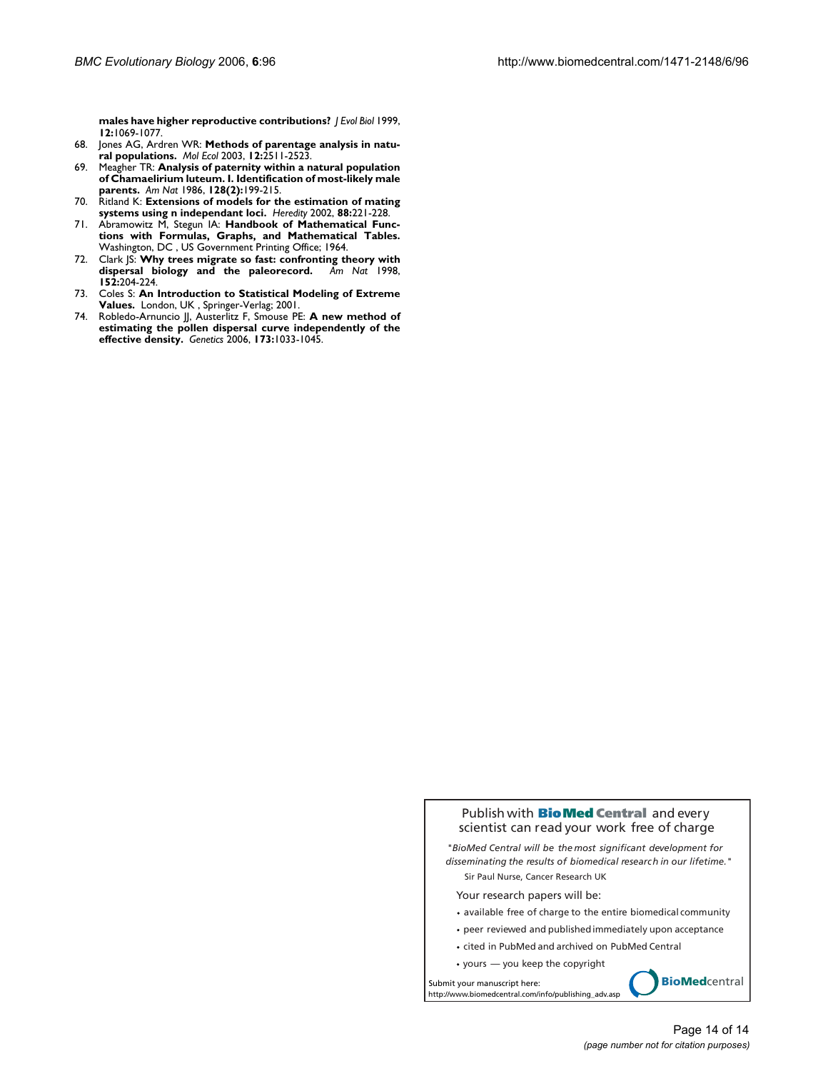**males have higher reproductive contributions?** *J Evol Biol* 1999, **12:**1069-1077.

68. Jones AG, Ardren WR: **Methods of parentage analysis in natural populations.** *Mol Ecol* 2003, **12:**2511-2523.
69. Meagher TR: **Analysis of paternity within a natural population of Chamaelirium luteum. I. Identification of most-likely male parents.** *Am Nat* 1986, **128(2):**199-215.
70. Ritland K: **Extensions of models for the estimation of mating systems using n independant loci.** *Heredity* 2002, **88:**221-228.
71. Abramowitz M, Stegun IA: **Handbook of Mathematical Functions with Formulas, Graphs, and Mathematical Tables.** Washington, DC , US Government Printing Office; 1964.
72. Clark JS: **Why trees migrate so fast: confronting theory with dispersal biology and the paleorecord.** *Am Nat* 1998, **152:**204-224.
73. Coles S: **An Introduction to Statistical Modeling of Extreme Values.** London, UK , Springer-Verlag; 2001.
74. Robledo-Arnuncio JJ, Austerlitz F, Smouse PE: **A new method of estimating the pollen dispersal curve independently of the effective density.** *Genetics* 2006, **173:**1033-1045.

Publish with **BioMed Central** and every scientist can read your work free of charge

*"BioMed Central will be the most significant development for disseminating the results of biomedical research in our lifetime."*

Sir Paul Nurse, Cancer Research UK

Your research papers will be:

- available free of charge to the entire biomedical community
- peer reviewed and published immediately upon acceptance
- cited in PubMed and archived on PubMed Central
- yours — you keep the copyright

Submit your manuscript here:
http://www.biomedcentral.com/info/publishing_adv.asp

**BioMed**central